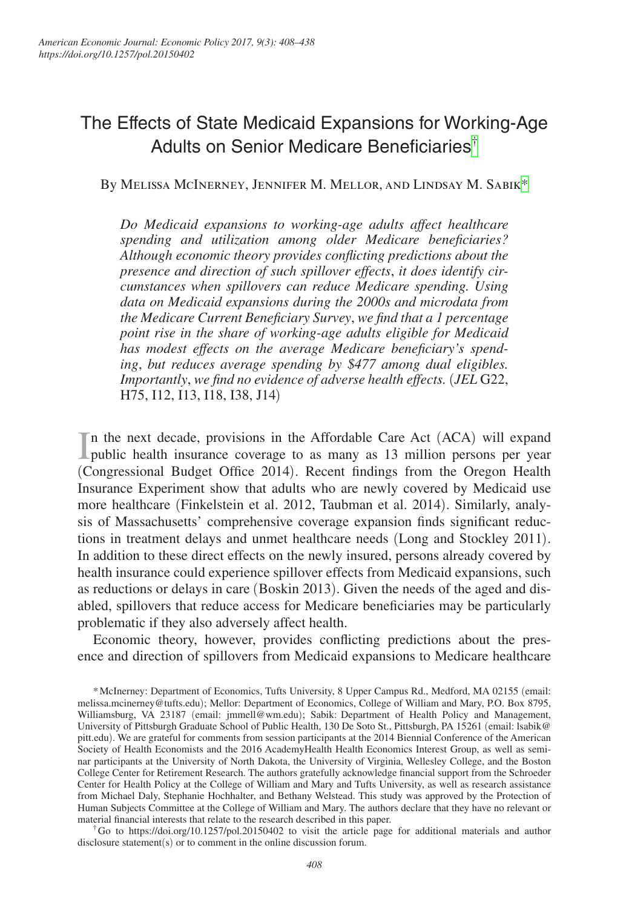# The Effects of State Medicaid Expansions for Working-Age Adults on Senior Medicare Beneficiaries[†]

By Melissa McInerney, Jennifer M. Mellor, and Lindsay M. Sabik[*]

*Do Medicaid expansions to working-age adults affect healthcare spending and utilization among older Medicare beneficiaries? Although economic theory provides conflicting predictions about the presence and direction of such spillover effects, it does identify circumstances when spillovers can reduce Medicare spending. Using data on Medicaid expansions during the 2000s and microdata from the Medicare Current Beneficiary Survey, we find that a 1 percentage point rise in the share of working-age adults eligible for Medicaid has modest effects on the average Medicare beneficiary's spending, but reduces average spending by $477 among dual eligibles. Importantly, we find no evidence of adverse health effects.* (*JEL* G22, H75, I12, I13, I18, I38, J14)

In the next decade, provisions in the Affordable Care Act (ACA) will expand public health insurance coverage to as many as 13 million persons per year (Congressional Budget Office 2014). Recent findings from the Oregon Health Insurance Experiment show that adults who are newly covered by Medicaid use more healthcare (Finkelstein et al. 2012, Taubman et al. 2014). Similarly, analysis of Massachusetts' comprehensive coverage expansion finds significant reductions in treatment delays and unmet healthcare needs (Long and Stockley 2011). In addition to these direct effects on the newly insured, persons already covered by health insurance could experience spillover effects from Medicaid expansions, such as reductions or delays in care (Boskin 2013). Given the needs of the aged and disabled, spillovers that reduce access for Medicare beneficiaries may be particularly problematic if they also adversely affect health.

Economic theory, however, provides conflicting predictions about the presence and direction of spillovers from Medicaid expansions to Medicare healthcare

[*] McInerney: Department of Economics, Tufts University, 8 Upper Campus Rd., Medford, MA 02155 (email: melissa.mcinerney@tufts.edu); Mellor: Department of Economics, College of William and Mary, P.O. Box 8795, Williamsburg, VA 23187 (email: jmmell@wm.edu); Sabik: Department of Health Policy and Management, University of Pittsburgh Graduate School of Public Health, 130 De Soto St., Pittsburgh, PA 15261 (email: lsabik@pitt.edu). We are grateful for comments from session participants at the 2014 Biennial Conference of the American Society of Health Economists and the 2016 AcademyHealth Health Economics Interest Group, as well as seminar participants at the University of North Dakota, the University of Virginia, Wellesley College, and the Boston College Center for Retirement Research. The authors gratefully acknowledge financial support from the Schroeder Center for Health Policy at the College of William and Mary and Tufts University, as well as research assistance from Michael Daly, Stephanie Hochhalter, and Bethany Welstead. This study was approved by the Protection of Human Subjects Committee at the College of William and Mary. The authors declare that they have no relevant or material financial interests that relate to the research described in this paper.

[†] Go to https://doi.org/10.1257/pol.20150402 to visit the article page for additional materials and author disclosure statement(s) or to comment in the online discussion forum.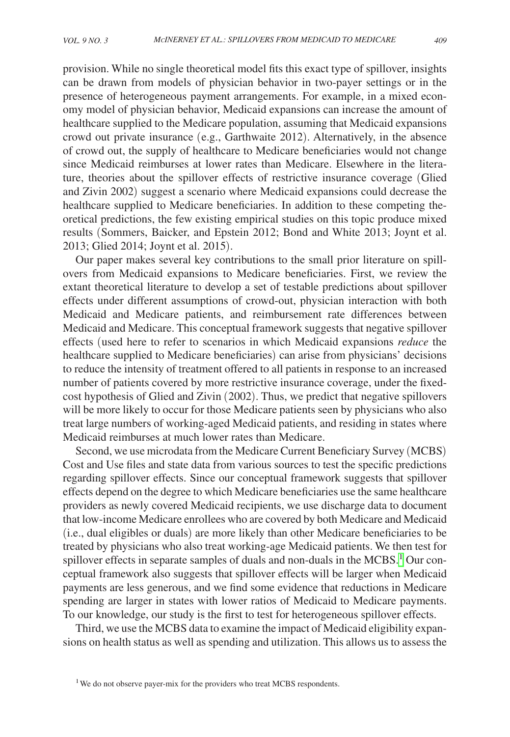provision. While no single theoretical model fits this exact type of spillover, insights can be drawn from models of physician behavior in two-payer settings or in the presence of heterogeneous payment arrangements. For example, in a mixed economy model of physician behavior, Medicaid expansions can increase the amount of healthcare supplied to the Medicare population, assuming that Medicaid expansions crowd out private insurance (e.g., Garthwaite 2012). Alternatively, in the absence of crowd out, the supply of healthcare to Medicare beneficiaries would not change since Medicaid reimburses at lower rates than Medicare. Elsewhere in the literature, theories about the spillover effects of restrictive insurance coverage (Glied and Zivin 2002) suggest a scenario where Medicaid expansions could decrease the healthcare supplied to Medicare beneficiaries. In addition to these competing theoretical predictions, the few existing empirical studies on this topic produce mixed results (Sommers, Baicker, and Epstein 2012; Bond and White 2013; Joynt et al. 2013; Glied 2014; Joynt et al. 2015).

Our paper makes several key contributions to the small prior literature on spillovers from Medicaid expansions to Medicare beneficiaries. First, we review the extant theoretical literature to develop a set of testable predictions about spillover effects under different assumptions of crowd-out, physician interaction with both Medicaid and Medicare patients, and reimbursement rate differences between Medicaid and Medicare. This conceptual framework suggests that negative spillover effects (used here to refer to scenarios in which Medicaid expansions *reduce* the healthcare supplied to Medicare beneficiaries) can arise from physicians' decisions to reduce the intensity of treatment offered to all patients in response to an increased number of patients covered by more restrictive insurance coverage, under the fixed-cost hypothesis of Glied and Zivin (2002). Thus, we predict that negative spillovers will be more likely to occur for those Medicare patients seen by physicians who also treat large numbers of working-aged Medicaid patients, and residing in states where Medicaid reimburses at much lower rates than Medicare.

Second, we use microdata from the Medicare Current Beneficiary Survey (MCBS) Cost and Use files and state data from various sources to test the specific predictions regarding spillover effects. Since our conceptual framework suggests that spillover effects depend on the degree to which Medicare beneficiaries use the same healthcare providers as newly covered Medicaid recipients, we use discharge data to document that low-income Medicare enrollees who are covered by both Medicare and Medicaid (i.e., dual eligibles or duals) are more likely than other Medicare beneficiaries to be treated by physicians who also treat working-age Medicaid patients. We then test for spillover effects in separate samples of duals and non-duals in the MCBS.[1] Our conceptual framework also suggests that spillover effects will be larger when Medicaid payments are less generous, and we find some evidence that reductions in Medicare spending are larger in states with lower ratios of Medicaid to Medicare payments. To our knowledge, our study is the first to test for heterogeneous spillover effects.

Third, we use the MCBS data to examine the impact of Medicaid eligibility expansions on health status as well as spending and utilization. This allows us to assess the

[1] We do not observe payer-mix for the providers who treat MCBS respondents.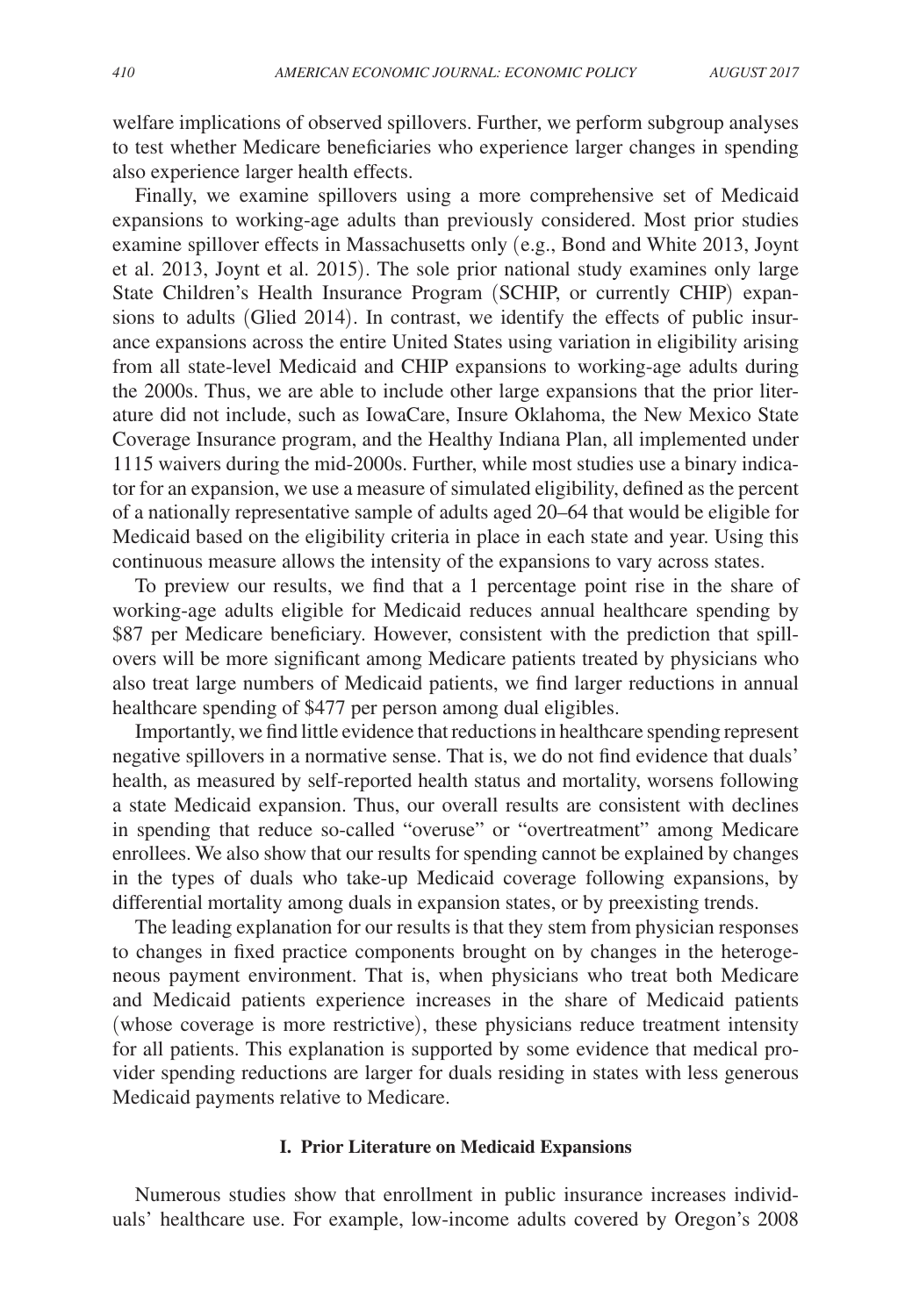welfare implications of observed spillovers. Further, we perform subgroup analyses to test whether Medicare beneficiaries who experience larger changes in spending also experience larger health effects.

Finally, we examine spillovers using a more comprehensive set of Medicaid expansions to working-age adults than previously considered. Most prior studies examine spillover effects in Massachusetts only (e.g., Bond and White 2013, Joynt et al. 2013, Joynt et al. 2015). The sole prior national study examines only large State Children's Health Insurance Program (SCHIP, or currently CHIP) expansions to adults (Glied 2014). In contrast, we identify the effects of public insurance expansions across the entire United States using variation in eligibility arising from all state-level Medicaid and CHIP expansions to working-age adults during the 2000s. Thus, we are able to include other large expansions that the prior literature did not include, such as IowaCare, Insure Oklahoma, the New Mexico State Coverage Insurance program, and the Healthy Indiana Plan, all implemented under 1115 waivers during the mid-2000s. Further, while most studies use a binary indicator for an expansion, we use a measure of simulated eligibility, defined as the percent of a nationally representative sample of adults aged 20–64 that would be eligible for Medicaid based on the eligibility criteria in place in each state and year. Using this continuous measure allows the intensity of the expansions to vary across states.

To preview our results, we find that a 1 percentage point rise in the share of working-age adults eligible for Medicaid reduces annual healthcare spending by \$87 per Medicare beneficiary. However, consistent with the prediction that spillovers will be more significant among Medicare patients treated by physicians who also treat large numbers of Medicaid patients, we find larger reductions in annual healthcare spending of \$477 per person among dual eligibles.

Importantly, we find little evidence that reductions in healthcare spending represent negative spillovers in a normative sense. That is, we do not find evidence that duals' health, as measured by self-reported health status and mortality, worsens following a state Medicaid expansion. Thus, our overall results are consistent with declines in spending that reduce so-called "overuse" or "overtreatment" among Medicare enrollees. We also show that our results for spending cannot be explained by changes in the types of duals who take-up Medicaid coverage following expansions, by differential mortality among duals in expansion states, or by preexisting trends.

The leading explanation for our results is that they stem from physician responses to changes in fixed practice components brought on by changes in the heterogeneous payment environment. That is, when physicians who treat both Medicare and Medicaid patients experience increases in the share of Medicaid patients (whose coverage is more restrictive), these physicians reduce treatment intensity for all patients. This explanation is supported by some evidence that medical provider spending reductions are larger for duals residing in states with less generous Medicaid payments relative to Medicare.

## I. Prior Literature on Medicaid Expansions

Numerous studies show that enrollment in public insurance increases individuals' healthcare use. For example, low-income adults covered by Oregon's 2008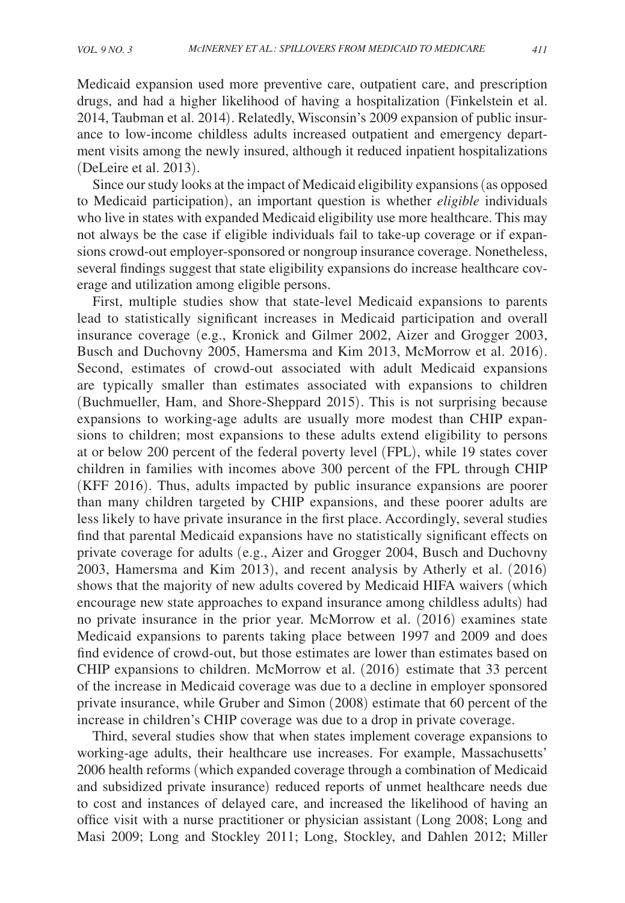Medicaid expansion used more preventive care, outpatient care, and prescription drugs, and had a higher likelihood of having a hospitalization (Finkelstein et al. 2014, Taubman et al. 2014). Relatedly, Wisconsin's 2009 expansion of public insurance to low-income childless adults increased outpatient and emergency department visits among the newly insured, although it reduced inpatient hospitalizations (DeLeire et al. 2013).

Since our study looks at the impact of Medicaid eligibility expansions (as opposed to Medicaid participation), an important question is whether *eligible* individuals who live in states with expanded Medicaid eligibility use more healthcare. This may not always be the case if eligible individuals fail to take-up coverage or if expansions crowd-out employer-sponsored or nongroup insurance coverage. Nonetheless, several findings suggest that state eligibility expansions do increase healthcare coverage and utilization among eligible persons.

First, multiple studies show that state-level Medicaid expansions to parents lead to statistically significant increases in Medicaid participation and overall insurance coverage (e.g., Kronick and Gilmer 2002, Aizer and Grogger 2003, Busch and Duchovny 2005, Hamersma and Kim 2013, McMorrow et al. 2016). Second, estimates of crowd-out associated with adult Medicaid expansions are typically smaller than estimates associated with expansions to children (Buchmueller, Ham, and Shore-Sheppard 2015). This is not surprising because expansions to working-age adults are usually more modest than CHIP expansions to children; most expansions to these adults extend eligibility to persons at or below 200 percent of the federal poverty level (FPL), while 19 states cover children in families with incomes above 300 percent of the FPL through CHIP (KFF 2016). Thus, adults impacted by public insurance expansions are poorer than many children targeted by CHIP expansions, and these poorer adults are less likely to have private insurance in the first place. Accordingly, several studies find that parental Medicaid expansions have no statistically significant effects on private coverage for adults (e.g., Aizer and Grogger 2004, Busch and Duchovny 2003, Hamersma and Kim 2013), and recent analysis by Atherly et al. (2016) shows that the majority of new adults covered by Medicaid HIFA waivers (which encourage new state approaches to expand insurance among childless adults) had no private insurance in the prior year. McMorrow et al. (2016) examines state Medicaid expansions to parents taking place between 1997 and 2009 and does find evidence of crowd-out, but those estimates are lower than estimates based on CHIP expansions to children. McMorrow et al. (2016) estimate that 33 percent of the increase in Medicaid coverage was due to a decline in employer sponsored private insurance, while Gruber and Simon (2008) estimate that 60 percent of the increase in children's CHIP coverage was due to a drop in private coverage.

Third, several studies show that when states implement coverage expansions to working-age adults, their healthcare use increases. For example, Massachusetts' 2006 health reforms (which expanded coverage through a combination of Medicaid and subsidized private insurance) reduced reports of unmet healthcare needs due to cost and instances of delayed care, and increased the likelihood of having an office visit with a nurse practitioner or physician assistant (Long 2008; Long and Masi 2009; Long and Stockley 2011; Long, Stockley, and Dahlen 2012; Miller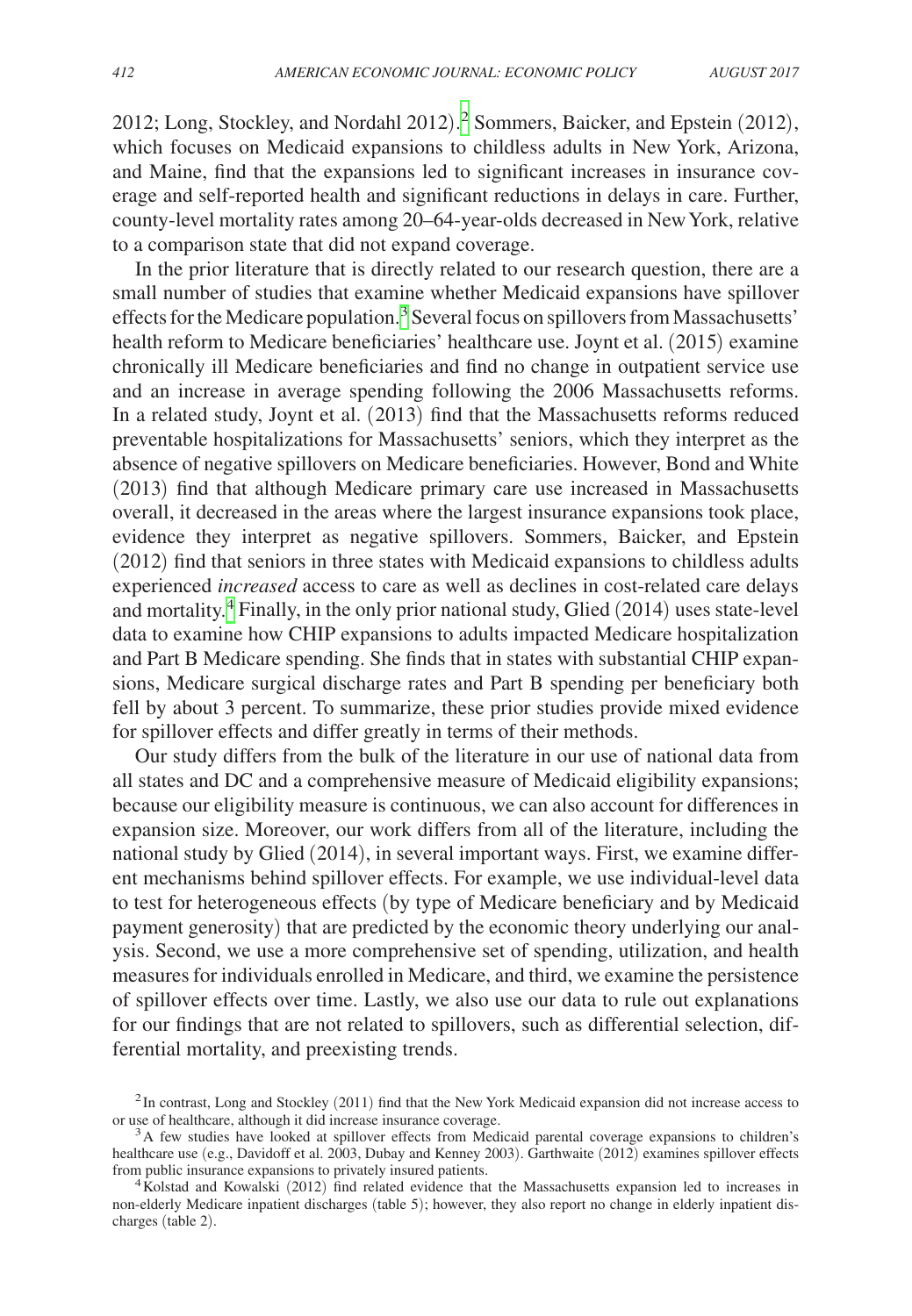2012; Long, Stockley, and Nordahl 2012).[2] Sommers, Baicker, and Epstein (2012), which focuses on Medicaid expansions to childless adults in New York, Arizona, and Maine, find that the expansions led to significant increases in insurance coverage and self-reported health and significant reductions in delays in care. Further, county-level mortality rates among 20–64-year-olds decreased in New York, relative to a comparison state that did not expand coverage.

In the prior literature that is directly related to our research question, there are a small number of studies that examine whether Medicaid expansions have spillover effects for the Medicare population.[3] Several focus on spillovers from Massachusetts' health reform to Medicare beneficiaries' healthcare use. Joynt et al. (2015) examine chronically ill Medicare beneficiaries and find no change in outpatient service use and an increase in average spending following the 2006 Massachusetts reforms. In a related study, Joynt et al. (2013) find that the Massachusetts reforms reduced preventable hospitalizations for Massachusetts' seniors, which they interpret as the absence of negative spillovers on Medicare beneficiaries. However, Bond and White (2013) find that although Medicare primary care use increased in Massachusetts overall, it decreased in the areas where the largest insurance expansions took place, evidence they interpret as negative spillovers. Sommers, Baicker, and Epstein (2012) find that seniors in three states with Medicaid expansions to childless adults experienced *increased* access to care as well as declines in cost-related care delays and mortality.[4] Finally, in the only prior national study, Glied (2014) uses state-level data to examine how CHIP expansions to adults impacted Medicare hospitalization and Part B Medicare spending. She finds that in states with substantial CHIP expansions, Medicare surgical discharge rates and Part B spending per beneficiary both fell by about 3 percent. To summarize, these prior studies provide mixed evidence for spillover effects and differ greatly in terms of their methods.

Our study differs from the bulk of the literature in our use of national data from all states and DC and a comprehensive measure of Medicaid eligibility expansions; because our eligibility measure is continuous, we can also account for differences in expansion size. Moreover, our work differs from all of the literature, including the national study by Glied (2014), in several important ways. First, we examine different mechanisms behind spillover effects. For example, we use individual-level data to test for heterogeneous effects (by type of Medicare beneficiary and by Medicaid payment generosity) that are predicted by the economic theory underlying our analysis. Second, we use a more comprehensive set of spending, utilization, and health measures for individuals enrolled in Medicare, and third, we examine the persistence of spillover effects over time. Lastly, we also use our data to rule out explanations for our findings that are not related to spillovers, such as differential selection, differential mortality, and preexisting trends.

[2] In contrast, Long and Stockley (2011) find that the New York Medicaid expansion did not increase access to or use of healthcare, although it did increase insurance coverage.

[3] A few studies have looked at spillover effects from Medicaid parental coverage expansions to children's healthcare use (e.g., Davidoff et al. 2003, Dubay and Kenney 2003). Garthwaite (2012) examines spillover effects from public insurance expansions to privately insured patients.

[4] Kolstad and Kowalski (2012) find related evidence that the Massachusetts expansion led to increases in non-elderly Medicare inpatient discharges (table 5); however, they also report no change in elderly inpatient discharges (table 2).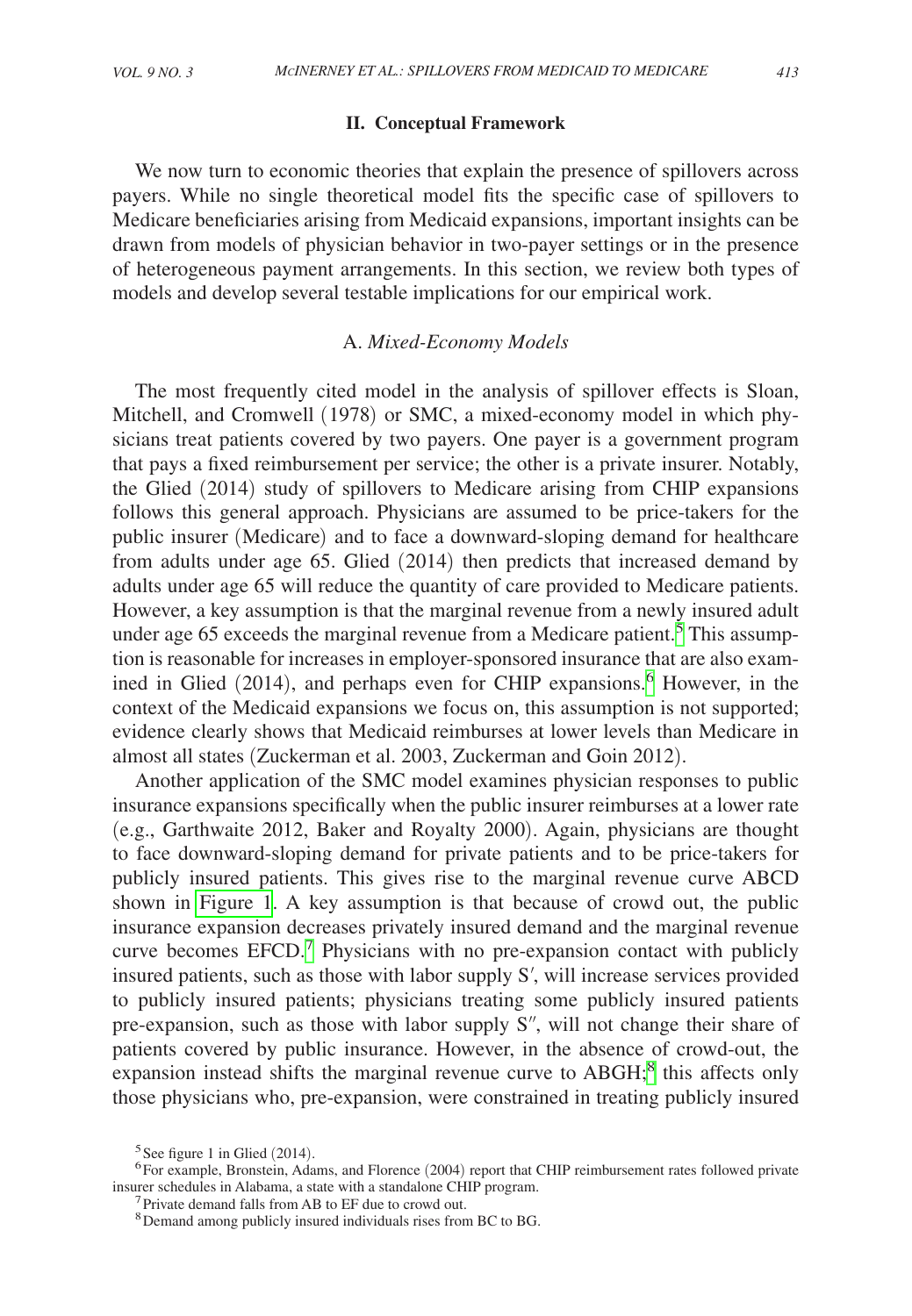## II. Conceptual Framework

We now turn to economic theories that explain the presence of spillovers across payers. While no single theoretical model fits the specific case of spillovers to Medicare beneficiaries arising from Medicaid expansions, important insights can be drawn from models of physician behavior in two-payer settings or in the presence of heterogeneous payment arrangements. In this section, we review both types of models and develop several testable implications for our empirical work.

### A. *Mixed-Economy Models*

The most frequently cited model in the analysis of spillover effects is Sloan, Mitchell, and Cromwell (1978) or SMC, a mixed-economy model in which physicians treat patients covered by two payers. One payer is a government program that pays a fixed reimbursement per service; the other is a private insurer. Notably, the Glied (2014) study of spillovers to Medicare arising from CHIP expansions follows this general approach. Physicians are assumed to be price-takers for the public insurer (Medicare) and to face a downward-sloping demand for healthcare from adults under age 65. Glied (2014) then predicts that increased demand by adults under age 65 will reduce the quantity of care provided to Medicare patients. However, a key assumption is that the marginal revenue from a newly insured adult under age 65 exceeds the marginal revenue from a Medicare patient.[5] This assumption is reasonable for increases in employer-sponsored insurance that are also examined in Glied (2014), and perhaps even for CHIP expansions.[6] However, in the context of the Medicaid expansions we focus on, this assumption is not supported; evidence clearly shows that Medicaid reimburses at lower levels than Medicare in almost all states (Zuckerman et al. 2003, Zuckerman and Goin 2012).

Another application of the SMC model examines physician responses to public insurance expansions specifically when the public insurer reimburses at a lower rate (e.g., Garthwaite 2012, Baker and Royalty 2000). Again, physicians are thought to face downward-sloping demand for private patients and to be price-takers for publicly insured patients. This gives rise to the marginal revenue curve ABCD shown in Figure 1. A key assumption is that because of crowd out, the public insurance expansion decreases privately insured demand and the marginal revenue curve becomes EFCD.[7] Physicians with no pre-expansion contact with publicly insured patients, such as those with labor supply S′, will increase services provided to publicly insured patients; physicians treating some publicly insured patients pre-expansion, such as those with labor supply S″, will not change their share of patients covered by public insurance. However, in the absence of crowd-out, the expansion instead shifts the marginal revenue curve to ABGH;[8] this affects only those physicians who, pre-expansion, were constrained in treating publicly insured

[5] See figure 1 in Glied (2014).

[6] For example, Bronstein, Adams, and Florence (2004) report that CHIP reimbursement rates followed private insurer schedules in Alabama, a state with a standalone CHIP program.

[7] Private demand falls from AB to EF due to crowd out.

[8] Demand among publicly insured individuals rises from BC to BG.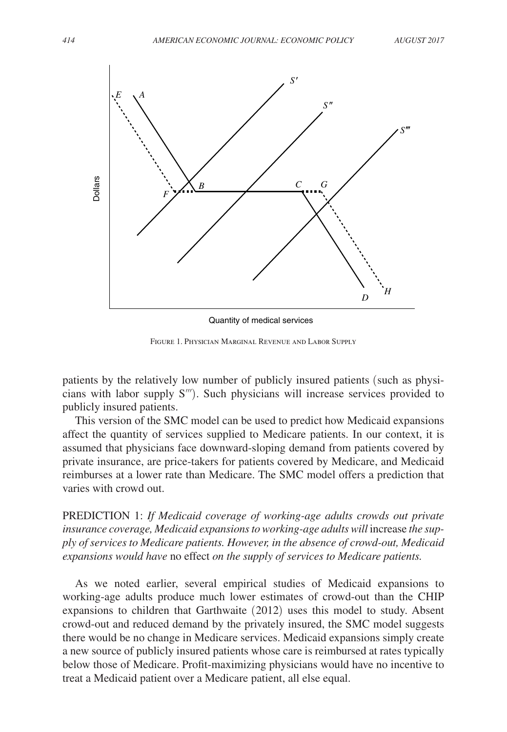Figure 1. Physician Marginal Revenue and Labor Supply

patients by the relatively low number of publicly insured patients (such as physicians with labor supply $S'''$). Such physicians will increase services provided to publicly insured patients.

This version of the SMC model can be used to predict how Medicaid expansions affect the quantity of services supplied to Medicare patients. In our context, it is assumed that physicians face downward-sloping demand from patients covered by private insurance, are price-takers for patients covered by Medicare, and Medicaid reimburses at a lower rate than Medicare. The SMC model offers a prediction that varies with crowd out.

PREDICTION 1: *If Medicaid coverage of working-age adults crowds out private insurance coverage, Medicaid expansions to working-age adults will* increase *the supply of services to Medicare patients. However, in the absence of crowd-out, Medicaid expansions would have* no effect *on the supply of services to Medicare patients.*

As we noted earlier, several empirical studies of Medicaid expansions to working-age adults produce much lower estimates of crowd-out than the CHIP expansions to children that Garthwaite (2012) uses this model to study. Absent crowd-out and reduced demand by the privately insured, the SMC model suggests there would be no change in Medicare services. Medicaid expansions simply create a new source of publicly insured patients whose care is reimbursed at rates typically below those of Medicare. Profit-maximizing physicians would have no incentive to treat a Medicaid patient over a Medicare patient, all else equal.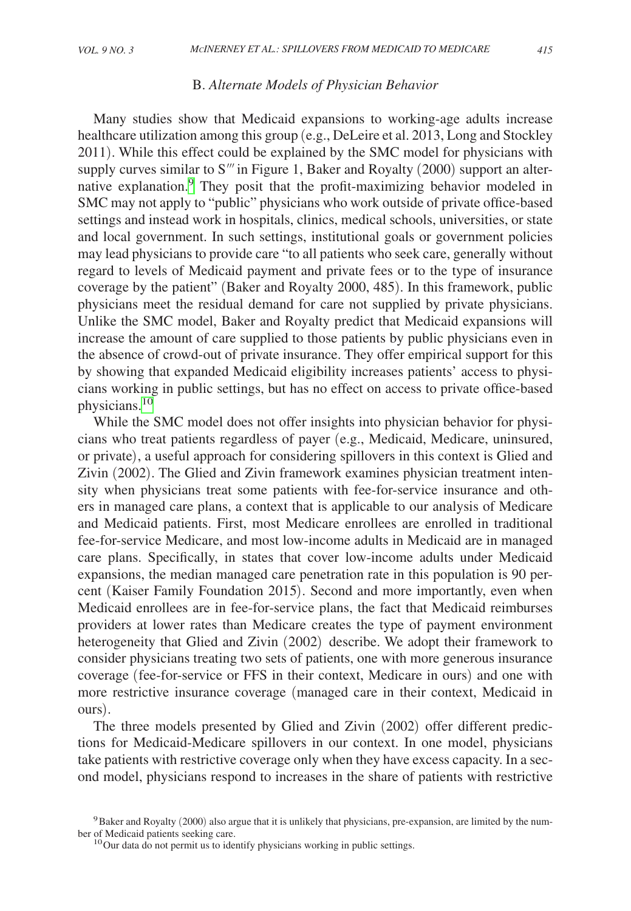### B. *Alternate Models of Physician Behavior*

Many studies show that Medicaid expansions to working-age adults increase healthcare utilization among this group (e.g., DeLeire et al. 2013, Long and Stockley 2011). While this effect could be explained by the SMC model for physicians with supply curves similar to $S'''$ in Figure 1, Baker and Royalty (2000) support an alternative explanation.[9] They posit that the profit-maximizing behavior modeled in SMC may not apply to "public" physicians who work outside of private office-based settings and instead work in hospitals, clinics, medical schools, universities, or state and local government. In such settings, institutional goals or government policies may lead physicians to provide care "to all patients who seek care, generally without regard to levels of Medicaid payment and private fees or to the type of insurance coverage by the patient" (Baker and Royalty 2000, 485). In this framework, public physicians meet the residual demand for care not supplied by private physicians. Unlike the SMC model, Baker and Royalty predict that Medicaid expansions will increase the amount of care supplied to those patients by public physicians even in the absence of crowd-out of private insurance. They offer empirical support for this by showing that expanded Medicaid eligibility increases patients' access to physicians working in public settings, but has no effect on access to private office-based physicians.[10]

While the SMC model does not offer insights into physician behavior for physicians who treat patients regardless of payer (e.g., Medicaid, Medicare, uninsured, or private), a useful approach for considering spillovers in this context is Glied and Zivin (2002). The Glied and Zivin framework examines physician treatment intensity when physicians treat some patients with fee-for-service insurance and others in managed care plans, a context that is applicable to our analysis of Medicare and Medicaid patients. First, most Medicare enrollees are enrolled in traditional fee-for-service Medicare, and most low-income adults in Medicaid are in managed care plans. Specifically, in states that cover low-income adults under Medicaid expansions, the median managed care penetration rate in this population is 90 percent (Kaiser Family Foundation 2015). Second and more importantly, even when Medicaid enrollees are in fee-for-service plans, the fact that Medicaid reimburses providers at lower rates than Medicare creates the type of payment environment heterogeneity that Glied and Zivin (2002) describe. We adopt their framework to consider physicians treating two sets of patients, one with more generous insurance coverage (fee-for-service or FFS in their context, Medicare in ours) and one with more restrictive insurance coverage (managed care in their context, Medicaid in ours).

The three models presented by Glied and Zivin (2002) offer different predictions for Medicaid-Medicare spillovers in our context. In one model, physicians take patients with restrictive coverage only when they have excess capacity. In a second model, physicians respond to increases in the share of patients with restrictive

[9] Baker and Royalty (2000) also argue that it is unlikely that physicians, pre-expansion, are limited by the number of Medicaid patients seeking care.

[10] Our data do not permit us to identify physicians working in public settings.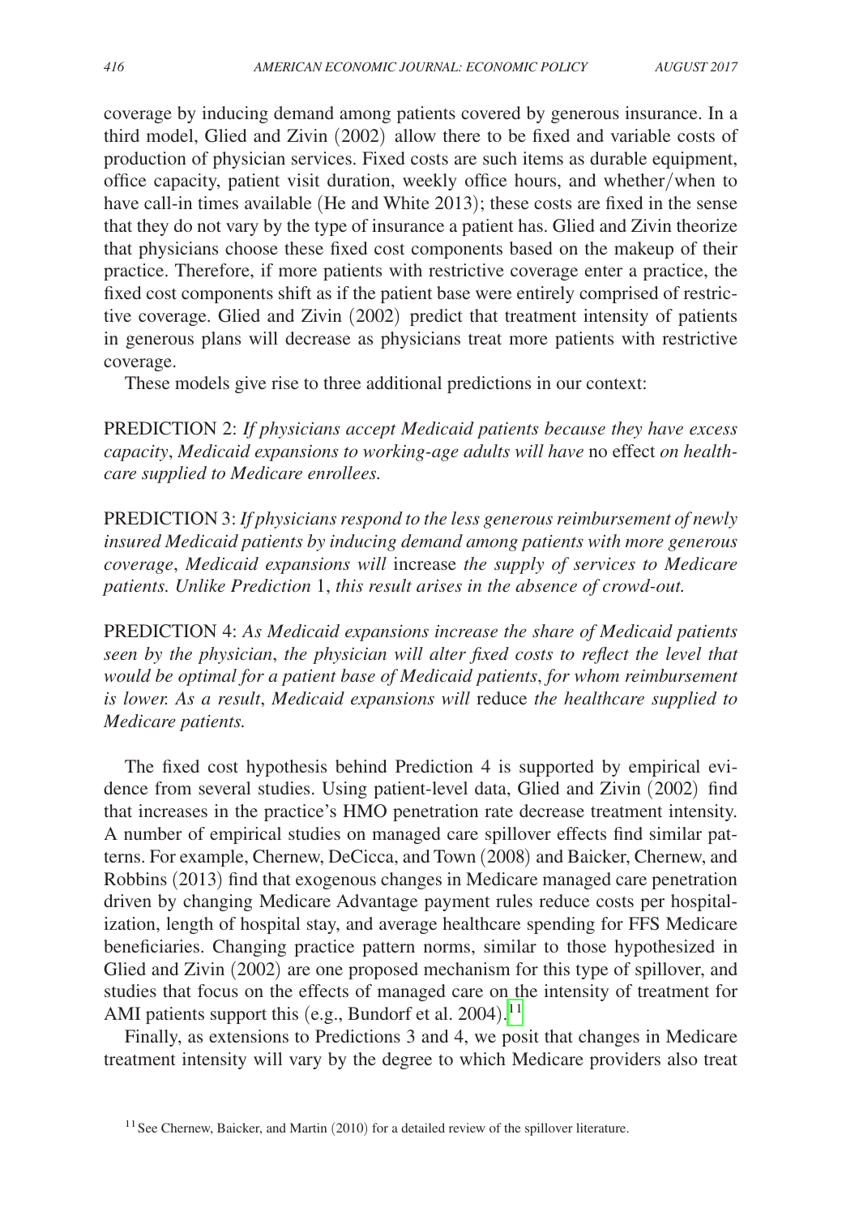coverage by inducing demand among patients covered by generous insurance. In a third model, Glied and Zivin (2002) allow there to be fixed and variable costs of production of physician services. Fixed costs are such items as durable equipment, office capacity, patient visit duration, weekly office hours, and whether/when to have call-in times available (He and White 2013); these costs are fixed in the sense that they do not vary by the type of insurance a patient has. Glied and Zivin theorize that physicians choose these fixed cost components based on the makeup of their practice. Therefore, if more patients with restrictive coverage enter a practice, the fixed cost components shift as if the patient base were entirely comprised of restrictive coverage. Glied and Zivin (2002) predict that treatment intensity of patients in generous plans will decrease as physicians treat more patients with restrictive coverage.

These models give rise to three additional predictions in our context:

PREDICTION 2: *If physicians accept Medicaid patients because they have excess capacity*, *Medicaid expansions to working-age adults will have* no effect *on healthcare supplied to Medicare enrollees.*

PREDICTION 3: *If physicians respond to the less generous reimbursement of newly insured Medicaid patients by inducing demand among patients with more generous coverage*, *Medicaid expansions will* increase *the supply of services to Medicare patients. Unlike Prediction* 1, *this result arises in the absence of crowd-out.*

PREDICTION 4: *As Medicaid expansions increase the share of Medicaid patients seen by the physician*, *the physician will alter fixed costs to reflect the level that would be optimal for a patient base of Medicaid patients*, *for whom reimbursement is lower. As a result*, *Medicaid expansions will* reduce *the healthcare supplied to Medicare patients.*

The fixed cost hypothesis behind Prediction 4 is supported by empirical evidence from several studies. Using patient-level data, Glied and Zivin (2002) find that increases in the practice's HMO penetration rate decrease treatment intensity. A number of empirical studies on managed care spillover effects find similar patterns. For example, Chernew, DeCicca, and Town (2008) and Baicker, Chernew, and Robbins (2013) find that exogenous changes in Medicare managed care penetration driven by changing Medicare Advantage payment rules reduce costs per hospitalization, length of hospital stay, and average healthcare spending for FFS Medicare beneficiaries. Changing practice pattern norms, similar to those hypothesized in Glied and Zivin (2002) are one proposed mechanism for this type of spillover, and studies that focus on the effects of managed care on the intensity of treatment for AMI patients support this (e.g., Bundorf et al. 2004).[11]

Finally, as extensions to Predictions 3 and 4, we posit that changes in Medicare treatment intensity will vary by the degree to which Medicare providers also treat

[11] See Chernew, Baicker, and Martin (2010) for a detailed review of the spillover literature.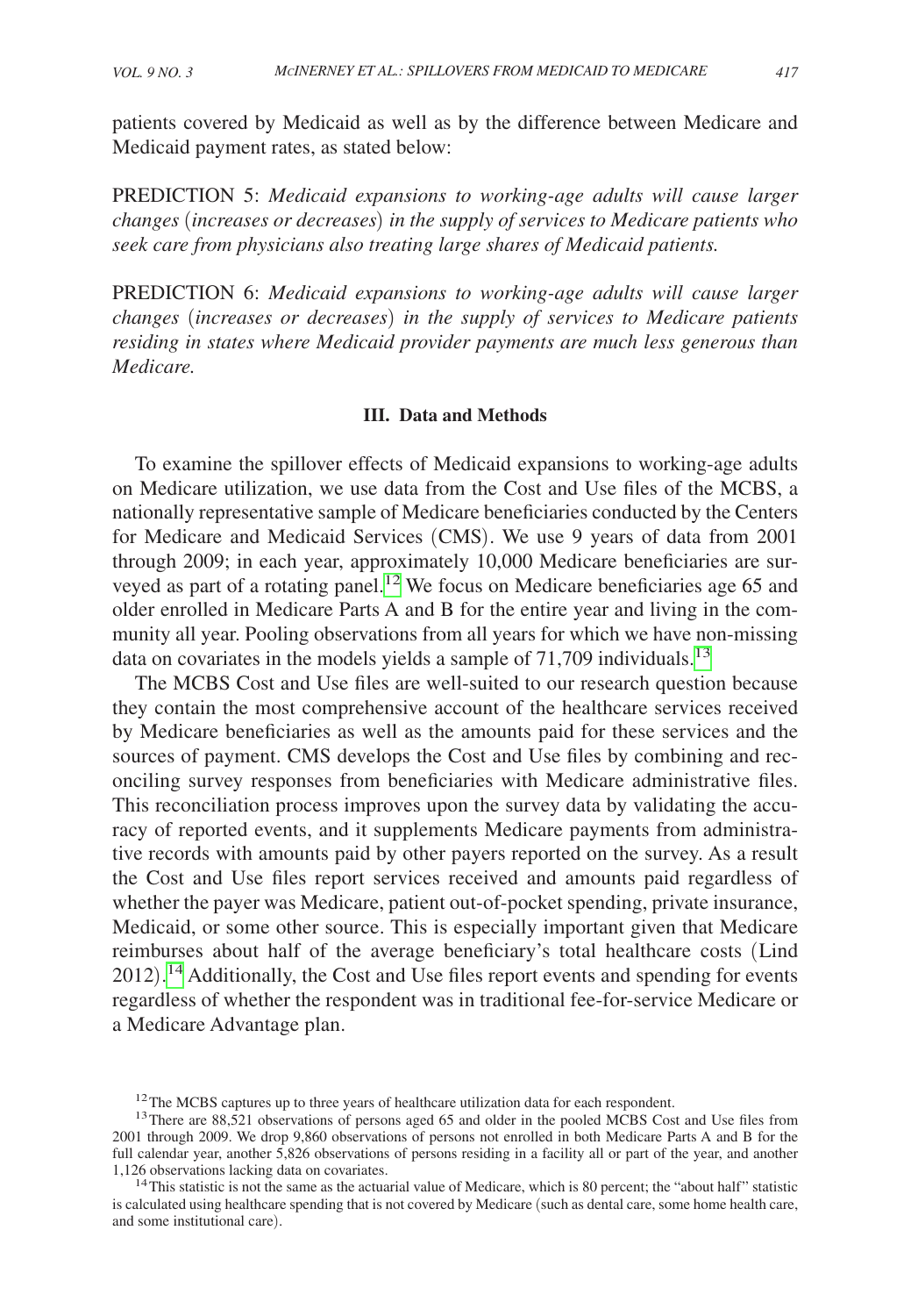patients covered by Medicaid as well as by the difference between Medicare and Medicaid payment rates, as stated below:

PREDICTION 5: *Medicaid expansions to working-age adults will cause larger changes* (*increases or decreases*) *in the supply of services to Medicare patients who seek care from physicians also treating large shares of Medicaid patients.*

PREDICTION 6: *Medicaid expansions to working-age adults will cause larger changes* (*increases or decreases*) *in the supply of services to Medicare patients residing in states where Medicaid provider payments are much less generous than Medicare.*

## III. Data and Methods

To examine the spillover effects of Medicaid expansions to working-age adults on Medicare utilization, we use data from the Cost and Use files of the MCBS, a nationally representative sample of Medicare beneficiaries conducted by the Centers for Medicare and Medicaid Services (CMS). We use 9 years of data from 2001 through 2009; in each year, approximately 10,000 Medicare beneficiaries are surveyed as part of a rotating panel.[12] We focus on Medicare beneficiaries age 65 and older enrolled in Medicare Parts A and B for the entire year and living in the community all year. Pooling observations from all years for which we have non-missing data on covariates in the models yields a sample of 71,709 individuals.[13]

The MCBS Cost and Use files are well-suited to our research question because they contain the most comprehensive account of the healthcare services received by Medicare beneficiaries as well as the amounts paid for these services and the sources of payment. CMS develops the Cost and Use files by combining and reconciling survey responses from beneficiaries with Medicare administrative files. This reconciliation process improves upon the survey data by validating the accuracy of reported events, and it supplements Medicare payments from administrative records with amounts paid by other payers reported on the survey. As a result the Cost and Use files report services received and amounts paid regardless of whether the payer was Medicare, patient out-of-pocket spending, private insurance, Medicaid, or some other source. This is especially important given that Medicare reimburses about half of the average beneficiary's total healthcare costs (Lind 2012).[14] Additionally, the Cost and Use files report events and spending for events regardless of whether the respondent was in traditional fee-for-service Medicare or a Medicare Advantage plan.

[12] The MCBS captures up to three years of healthcare utilization data for each respondent.

[13] There are 88,521 observations of persons aged 65 and older in the pooled MCBS Cost and Use files from 2001 through 2009. We drop 9,860 observations of persons not enrolled in both Medicare Parts A and B for the full calendar year, another 5,826 observations of persons residing in a facility all or part of the year, and another 1,126 observations lacking data on covariates.

[14] This statistic is not the same as the actuarial value of Medicare, which is 80 percent; the "about half" statistic is calculated using healthcare spending that is not covered by Medicare (such as dental care, some home health care, and some institutional care).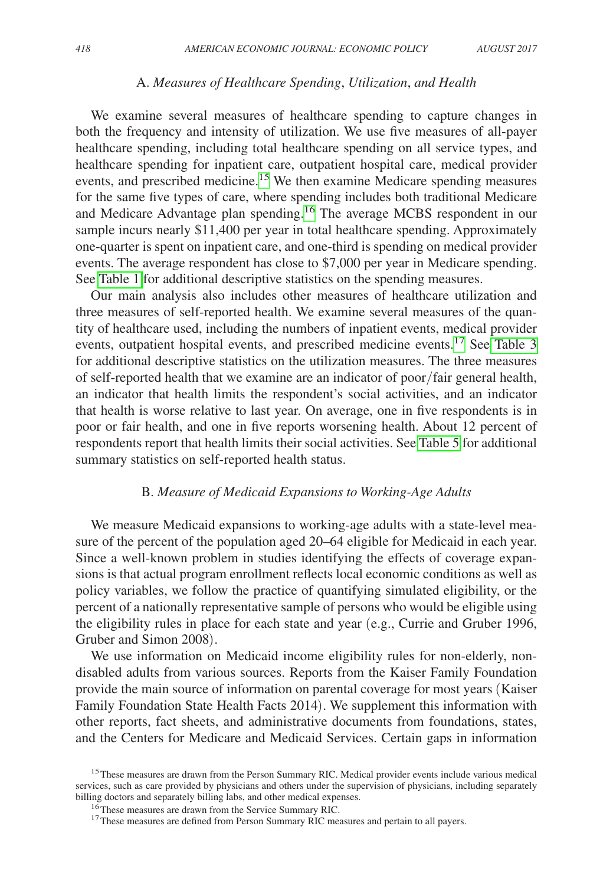### A. *Measures of Healthcare Spending*, *Utilization*, *and Health*

We examine several measures of healthcare spending to capture changes in both the frequency and intensity of utilization. We use five measures of all-payer healthcare spending, including total healthcare spending on all service types, and healthcare spending for inpatient care, outpatient hospital care, medical provider events, and prescribed medicine.[15] We then examine Medicare spending measures for the same five types of care, where spending includes both traditional Medicare and Medicare Advantage plan spending.[16] The average MCBS respondent in our sample incurs nearly \$11,400 per year in total healthcare spending. Approximately one-quarter is spent on inpatient care, and one-third is spending on medical provider events. The average respondent has close to \$7,000 per year in Medicare spending. See Table 1 for additional descriptive statistics on the spending measures.

Our main analysis also includes other measures of healthcare utilization and three measures of self-reported health. We examine several measures of the quantity of healthcare used, including the numbers of inpatient events, medical provider events, outpatient hospital events, and prescribed medicine events.[17] See Table 3 for additional descriptive statistics on the utilization measures. The three measures of self-reported health that we examine are an indicator of poor/fair general health, an indicator that health limits the respondent's social activities, and an indicator that health is worse relative to last year. On average, one in five respondents is in poor or fair health, and one in five reports worsening health. About 12 percent of respondents report that health limits their social activities. See Table 5 for additional summary statistics on self-reported health status.

### B. *Measure of Medicaid Expansions to Working-Age Adults*

We measure Medicaid expansions to working-age adults with a state-level measure of the percent of the population aged 20–64 eligible for Medicaid in each year. Since a well-known problem in studies identifying the effects of coverage expansions is that actual program enrollment reflects local economic conditions as well as policy variables, we follow the practice of quantifying simulated eligibility, or the percent of a nationally representative sample of persons who would be eligible using the eligibility rules in place for each state and year (e.g., Currie and Gruber 1996, Gruber and Simon 2008).

We use information on Medicaid income eligibility rules for non-elderly, non-disabled adults from various sources. Reports from the Kaiser Family Foundation provide the main source of information on parental coverage for most years (Kaiser Family Foundation State Health Facts 2014). We supplement this information with other reports, fact sheets, and administrative documents from foundations, states, and the Centers for Medicare and Medicaid Services. Certain gaps in information

[15] These measures are drawn from the Person Summary RIC. Medical provider events include various medical services, such as care provided by physicians and others under the supervision of physicians, including separately billing doctors and separately billing labs, and other medical expenses.

[16] These measures are drawn from the Service Summary RIC.

[17] These measures are defined from Person Summary RIC measures and pertain to all payers.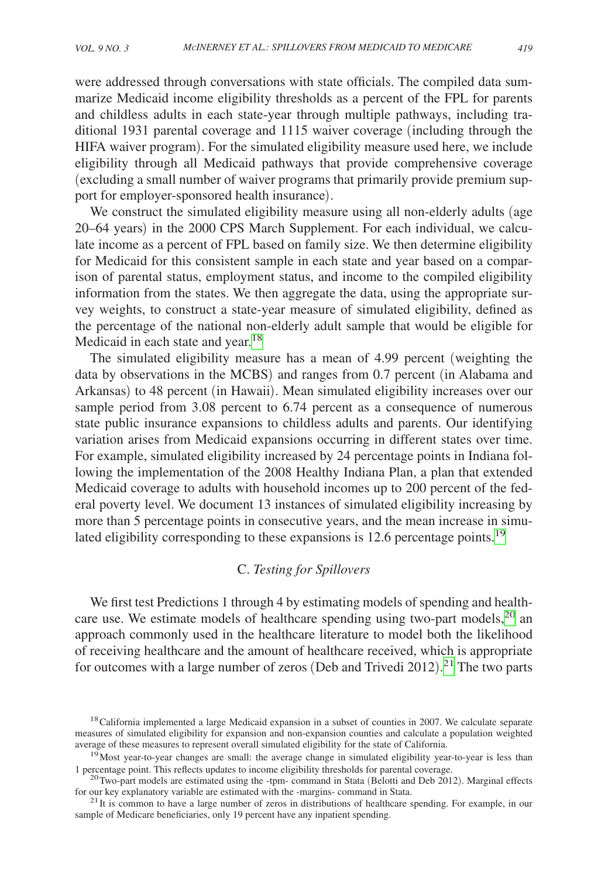were addressed through conversations with state officials. The compiled data summarize Medicaid income eligibility thresholds as a percent of the FPL for parents and childless adults in each state-year through multiple pathways, including traditional 1931 parental coverage and 1115 waiver coverage (including through the HIFA waiver program). For the simulated eligibility measure used here, we include eligibility through all Medicaid pathways that provide comprehensive coverage (excluding a small number of waiver programs that primarily provide premium support for employer-sponsored health insurance).

We construct the simulated eligibility measure using all non-elderly adults (age 20–64 years) in the 2000 CPS March Supplement. For each individual, we calculate income as a percent of FPL based on family size. We then determine eligibility for Medicaid for this consistent sample in each state and year based on a comparison of parental status, employment status, and income to the compiled eligibility information from the states. We then aggregate the data, using the appropriate survey weights, to construct a state-year measure of simulated eligibility, defined as the percentage of the national non-elderly adult sample that would be eligible for Medicaid in each state and year.[18]

The simulated eligibility measure has a mean of 4.99 percent (weighting the data by observations in the MCBS) and ranges from 0.7 percent (in Alabama and Arkansas) to 48 percent (in Hawaii). Mean simulated eligibility increases over our sample period from 3.08 percent to 6.74 percent as a consequence of numerous state public insurance expansions to childless adults and parents. Our identifying variation arises from Medicaid expansions occurring in different states over time. For example, simulated eligibility increased by 24 percentage points in Indiana following the implementation of the 2008 Healthy Indiana Plan, a plan that extended Medicaid coverage to adults with household incomes up to 200 percent of the federal poverty level. We document 13 instances of simulated eligibility increasing by more than 5 percentage points in consecutive years, and the mean increase in simulated eligibility corresponding to these expansions is 12.6 percentage points.[19]

### C. *Testing for Spillovers*

We first test Predictions 1 through 4 by estimating models of spending and healthcare use. We estimate models of healthcare spending using two-part models,[20] an approach commonly used in the healthcare literature to model both the likelihood of receiving healthcare and the amount of healthcare received, which is appropriate for outcomes with a large number of zeros (Deb and Trivedi 2012).[21] The two parts

[18] California implemented a large Medicaid expansion in a subset of counties in 2007. We calculate separate measures of simulated eligibility for expansion and non-expansion counties and calculate a population weighted average of these measures to represent overall simulated eligibility for the state of California.

[19] Most year-to-year changes are small: the average change in simulated eligibility year-to-year is less than 1 percentage point. This reflects updates to income eligibility thresholds for parental coverage.

[20] Two-part models are estimated using the -tpm- command in Stata (Belotti and Deb 2012). Marginal effects for our key explanatory variable are estimated with the -margins- command in Stata.

[21] It is common to have a large number of zeros in distributions of healthcare spending. For example, in our sample of Medicare beneficiaries, only 19 percent have any inpatient spending.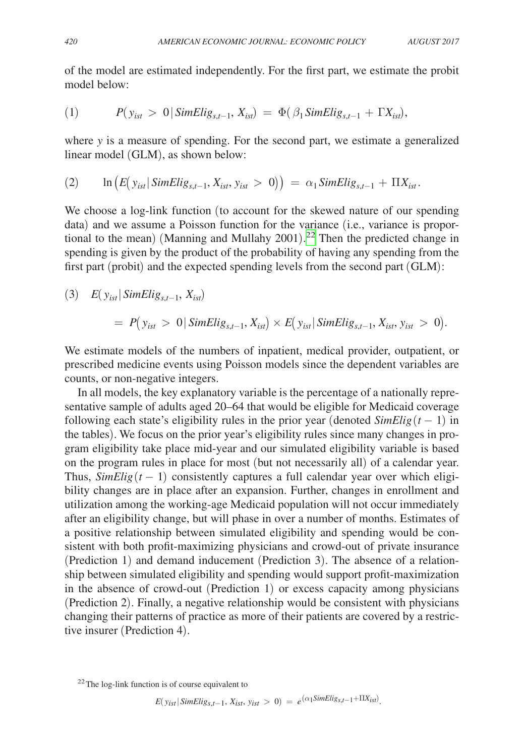of the model are estimated independently. For the first part, we estimate the probit model below:

$$(1) \qquad P(y_{ist} > 0 \,|\, SimElig_{s,t-1}, X_{ist}) = \Phi(\beta_1 SimElig_{s,t-1} + \Gamma X_{ist}),$$

where $y$ is a measure of spending. For the second part, we estimate a generalized linear model (GLM), as shown below:

$$(2) \qquad \ln\big(E\big(y_{ist} \,|\, SimElig_{s,t-1}, X_{ist}, y_{ist} > 0\big)\big) = \alpha_1 SimElig_{s,t-1} + \Pi X_{ist}.$$

We choose a log-link function (to account for the skewed nature of our spending data) and we assume a Poisson function for the variance (i.e., variance is proportional to the mean) (Manning and Mullahy 2001).[22] Then the predicted change in spending is given by the product of the probability of having any spending from the first part (probit) and the expected spending levels from the second part (GLM):

$$(3) \quad E(y_{ist} \,|\, SimElig_{s,t-1}, X_{ist})$$
$$= P\big(y_{ist} > 0 \,|\, SimElig_{s,t-1}, X_{ist}\big) \times E\big(y_{ist} \,|\, SimElig_{s,t-1}, X_{ist}, y_{ist} > 0\big).$$

We estimate models of the numbers of inpatient, medical provider, outpatient, or prescribed medicine events using Poisson models since the dependent variables are counts, or non-negative integers.

In all models, the key explanatory variable is the percentage of a nationally representative sample of adults aged 20–64 that would be eligible for Medicaid coverage following each state's eligibility rules in the prior year (denoted $SimElig(t-1)$ in the tables). We focus on the prior year's eligibility rules since many changes in program eligibility take place mid-year and our simulated eligibility variable is based on the program rules in place for most (but not necessarily all) of a calendar year. Thus, $SimElig(t-1)$ consistently captures a full calendar year over which eligibility changes are in place after an expansion. Further, changes in enrollment and utilization among the working-age Medicaid population will not occur immediately after an eligibility change, but will phase in over a number of months. Estimates of a positive relationship between simulated eligibility and spending would be consistent with both profit-maximizing physicians and crowd-out of private insurance (Prediction 1) and demand inducement (Prediction 3). The absence of a relationship between simulated eligibility and spending would support profit-maximization in the absence of crowd-out (Prediction 1) or excess capacity among physicians (Prediction 2). Finally, a negative relationship would be consistent with physicians changing their patterns of practice as more of their patients are covered by a restrictive insurer (Prediction 4).

[22] The log-link function is of course equivalent to

$$E(y_{ist} \,|\, SimElig_{s,t-1}, X_{ist}, y_{ist} > 0) = e^{(\alpha_1 SimElig_{s,t-1} + \Pi X_{ist})}.$$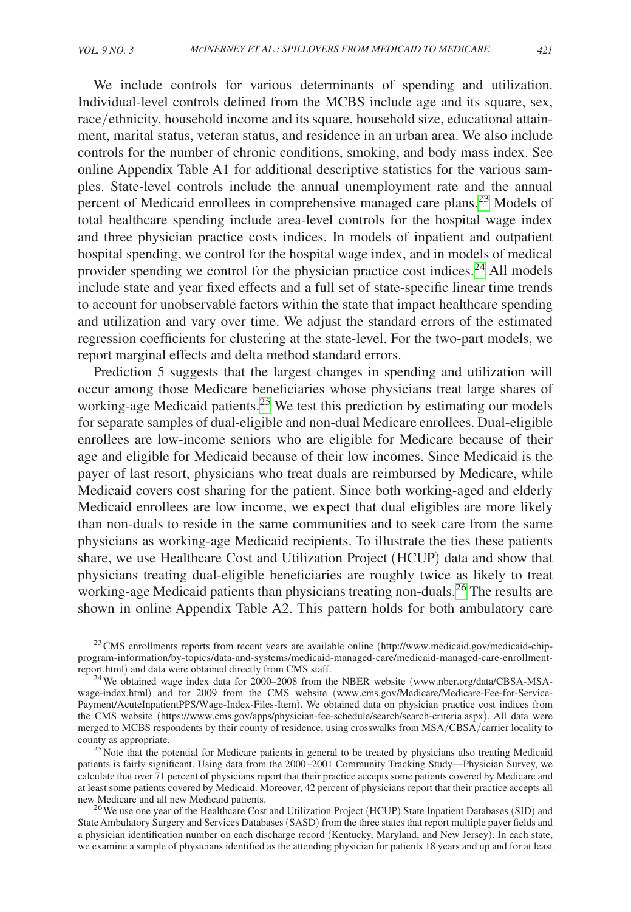We include controls for various determinants of spending and utilization. Individual-level controls defined from the MCBS include age and its square, sex, race/ethnicity, household income and its square, household size, educational attainment, marital status, veteran status, and residence in an urban area. We also include controls for the number of chronic conditions, smoking, and body mass index. See online Appendix Table A1 for additional descriptive statistics for the various samples. State-level controls include the annual unemployment rate and the annual percent of Medicaid enrollees in comprehensive managed care plans.[23] Models of total healthcare spending include area-level controls for the hospital wage index and three physician practice costs indices. In models of inpatient and outpatient hospital spending, we control for the hospital wage index, and in models of medical provider spending we control for the physician practice cost indices.[24] All models include state and year fixed effects and a full set of state-specific linear time trends to account for unobservable factors within the state that impact healthcare spending and utilization and vary over time. We adjust the standard errors of the estimated regression coefficients for clustering at the state-level. For the two-part models, we report marginal effects and delta method standard errors.

Prediction 5 suggests that the largest changes in spending and utilization will occur among those Medicare beneficiaries whose physicians treat large shares of working-age Medicaid patients.[25] We test this prediction by estimating our models for separate samples of dual-eligible and non-dual Medicare enrollees. Dual-eligible enrollees are low-income seniors who are eligible for Medicare because of their age and eligible for Medicaid because of their low incomes. Since Medicaid is the payer of last resort, physicians who treat duals are reimbursed by Medicare, while Medicaid covers cost sharing for the patient. Since both working-aged and elderly Medicaid enrollees are low income, we expect that dual eligibles are more likely than non-duals to reside in the same communities and to seek care from the same physicians as working-age Medicaid recipients. To illustrate the ties these patients share, we use Healthcare Cost and Utilization Project (HCUP) data and show that physicians treating dual-eligible beneficiaries are roughly twice as likely to treat working-age Medicaid patients than physicians treating non-duals.[26] The results are shown in online Appendix Table A2. This pattern holds for both ambulatory care

[23] CMS enrollments reports from recent years are available online (http://www.medicaid.gov/medicaid-chip-program-information/by-topics/data-and-systems/medicaid-managed-care/medicaid-managed-care-enrollment-report.html) and data were obtained directly from CMS staff.

[24] We obtained wage index data for 2000–2008 from the NBER website (www.nber.org/data/CBSA-MSA-wage-index.html) and for 2009 from the CMS website (www.cms.gov/Medicare/Medicare-Fee-for-Service-Payment/AcuteInpatientPPS/Wage-Index-Files-Item). We obtained data on physician practice cost indices from the CMS website (https://www.cms.gov/apps/physician-fee-schedule/search/search-criteria.aspx). All data were merged to MCBS respondents by their county of residence, using crosswalks from MSA/CBSA/carrier locality to county as appropriate.

[25] Note that the potential for Medicare patients in general to be treated by physicians also treating Medicaid patients is fairly significant. Using data from the 2000–2001 Community Tracking Study—Physician Survey, we calculate that over 71 percent of physicians report that their practice accepts some patients covered by Medicare and at least some patients covered by Medicaid. Moreover, 42 percent of physicians report that their practice accepts all new Medicare and all new Medicaid patients.

[26] We use one year of the Healthcare Cost and Utilization Project (HCUP) State Inpatient Databases (SID) and State Ambulatory Surgery and Services Databases (SASD) from the three states that report multiple payer fields and a physician identification number on each discharge record (Kentucky, Maryland, and New Jersey). In each state, we examine a sample of physicians identified as the attending physician for patients 18 years and up and for at least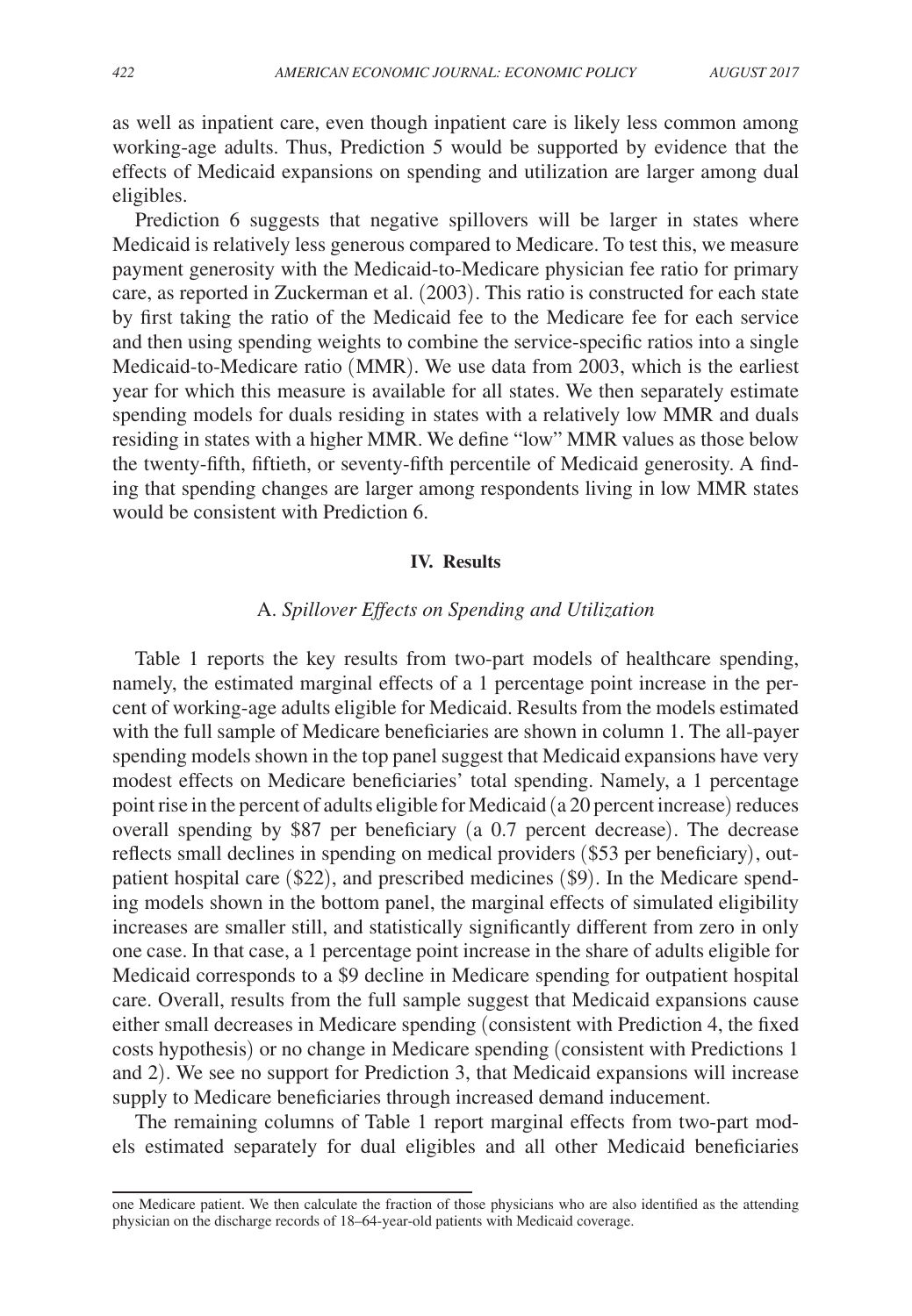as well as inpatient care, even though inpatient care is likely less common among working-age adults. Thus, Prediction 5 would be supported by evidence that the effects of Medicaid expansions on spending and utilization are larger among dual eligibles.

Prediction 6 suggests that negative spillovers will be larger in states where Medicaid is relatively less generous compared to Medicare. To test this, we measure payment generosity with the Medicaid-to-Medicare physician fee ratio for primary care, as reported in Zuckerman et al. (2003). This ratio is constructed for each state by first taking the ratio of the Medicaid fee to the Medicare fee for each service and then using spending weights to combine the service-specific ratios into a single Medicaid-to-Medicare ratio (MMR). We use data from 2003, which is the earliest year for which this measure is available for all states. We then separately estimate spending models for duals residing in states with a relatively low MMR and duals residing in states with a higher MMR. We define "low" MMR values as those below the twenty-fifth, fiftieth, or seventy-fifth percentile of Medicaid generosity. A finding that spending changes are larger among respondents living in low MMR states would be consistent with Prediction 6.

## IV. Results

### A. *Spillover Effects on Spending and Utilization*

Table 1 reports the key results from two-part models of healthcare spending, namely, the estimated marginal effects of a 1 percentage point increase in the percent of working-age adults eligible for Medicaid. Results from the models estimated with the full sample of Medicare beneficiaries are shown in column 1. The all-payer spending models shown in the top panel suggest that Medicaid expansions have very modest effects on Medicare beneficiaries' total spending. Namely, a 1 percentage point rise in the percent of adults eligible for Medicaid (a 20 percent increase) reduces overall spending by \$87 per beneficiary (a 0.7 percent decrease). The decrease reflects small declines in spending on medical providers (\$53 per beneficiary), outpatient hospital care (\$22), and prescribed medicines (\$9). In the Medicare spending models shown in the bottom panel, the marginal effects of simulated eligibility increases are smaller still, and statistically significantly different from zero in only one case. In that case, a 1 percentage point increase in the share of adults eligible for Medicaid corresponds to a \$9 decline in Medicare spending for outpatient hospital care. Overall, results from the full sample suggest that Medicaid expansions cause either small decreases in Medicare spending (consistent with Prediction 4, the fixed costs hypothesis) or no change in Medicare spending (consistent with Predictions 1 and 2). We see no support for Prediction 3, that Medicaid expansions will increase supply to Medicare beneficiaries through increased demand inducement.

The remaining columns of Table 1 report marginal effects from two-part models estimated separately for dual eligibles and all other Medicaid beneficiaries

---

one Medicare patient. We then calculate the fraction of those physicians who are also identified as the attending physician on the discharge records of 18–64-year-old patients with Medicaid coverage.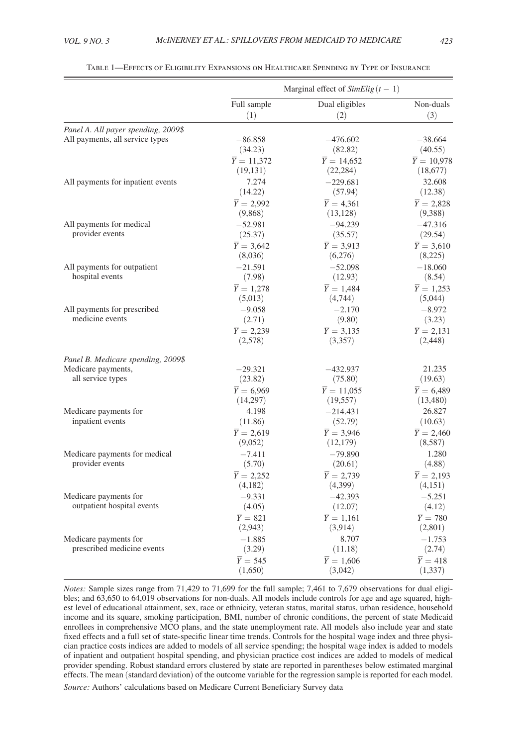Table 1—Effects of Eligibility Expansions on Healthcare Spending by Type of Insurance

| | Marginal effect of $SimElig\,(t-1)$ | | |
|---|---|---|---|
| | Full sample | Dual eligibles | Non-duals |
| | (1) | (2) | (3) |
| *Panel A. All payer spending, 2009$* | | | |
| All payments, all service types | −86.858 | −476.602 | −38.664 |
| | (34.23) | (82.82) | (40.55) |
| | $\overline{Y}$ = 11,372 | $\overline{Y}$ = 14,652 | $\overline{Y}$ = 10,978 |
| | (19,131) | (22,284) | (18,677) |
| All payments for inpatient events | 7.274 | −229.681 | 32.608 |
| | (14.22) | (57.94) | (12.38) |
| | $\overline{Y}$ = 2,992 | $\overline{Y}$ = 4,361 | $\overline{Y}$ = 2,828 |
| | (9,868) | (13,128) | (9,388) |
| All payments for medical provider events | −52.981 | −94.239 | −47.316 |
| | (25.37) | (35.57) | (29.54) |
| | $\overline{Y}$ = 3,642 | $\overline{Y}$ = 3,913 | $\overline{Y}$ = 3,610 |
| | (8,036) | (6,276) | (8,225) |
| All payments for outpatient hospital events | −21.591 | −52.098 | −18.060 |
| | (7.98) | (12.93) | (8.54) |
| | $\overline{Y}$ = 1,278 | $\overline{Y}$ = 1,484 | $\overline{Y}$ = 1,253 |
| | (5,013) | (4,744) | (5,044) |
| All payments for prescribed medicine events | −9.058 | −2.170 | −8.972 |
| | (2.71) | (9.80) | (3.23) |
| | $\overline{Y}$ = 2,239 | $\overline{Y}$ = 3,135 | $\overline{Y}$ = 2,131 |
| | (2,578) | (3,357) | (2,448) |
| *Panel B. Medicare spending, 2009$* | | | |
| Medicare payments, all service types | −29.321 | −432.937 | 21.235 |
| | (23.82) | (75.80) | (19.63) |
| | $\overline{Y}$ = 6,969 | $\overline{Y}$ = 11,055 | $\overline{Y}$ = 6,489 |
| | (14,297) | (19,557) | (13,480) |
| Medicare payments for inpatient events | 4.198 | −214.431 | 26.827 |
| | (11.86) | (52.79) | (10.63) |
| | $\overline{Y}$ = 2,619 | $\overline{Y}$ = 3,946 | $\overline{Y}$ = 2,460 |
| | (9,052) | (12,179) | (8,587) |
| Medicare payments for medical provider events | −7.411 | −79.890 | 1.280 |
| | (5.70) | (20.61) | (4.88) |
| | $\overline{Y}$ = 2,252 | $\overline{Y}$ = 2,739 | $\overline{Y}$ = 2,193 |
| | (4,182) | (4,399) | (4,151) |
| Medicare payments for outpatient hospital events | −9.331 | −42.393 | −5.251 |
| | (4.05) | (12.07) | (4.12) |
| | $\overline{Y}$ = 821 | $\overline{Y}$ = 1,161 | $\overline{Y}$ = 780 |
| | (2,943) | (3,914) | (2,801) |
| Medicare payments for prescribed medicine events | −1.885 | 8.707 | −1.753 |
| | (3.29) | (11.18) | (2.74) |
| | $\overline{Y}$ = 545 | $\overline{Y}$ = 1,606 | $\overline{Y}$ = 418 |
| | (1,650) | (3,042) | (1,337) |

*Notes:* Sample sizes range from 71,429 to 71,699 for the full sample; 7,461 to 7,679 observations for dual eligibles; and 63,650 to 64,019 observations for non-duals. All models include controls for age and age squared, highest level of educational attainment, sex, race or ethnicity, veteran status, marital status, urban residence, household income and its square, smoking participation, BMI, number of chronic conditions, the percent of state Medicaid enrollees in comprehensive MCO plans, and the state unemployment rate. All models also include year and state fixed effects and a full set of state-specific linear time trends. Controls for the hospital wage index and three physician practice costs indices are added to models of all service spending; the hospital wage index is added to models of inpatient and outpatient hospital spending, and physician practice cost indices are added to models of medical provider spending. Robust standard errors clustered by state are reported in parentheses below estimated marginal effects. The mean (standard deviation) of the outcome variable for the regression sample is reported for each model.

*Source:* Authors' calculations based on Medicare Current Beneficiary Survey data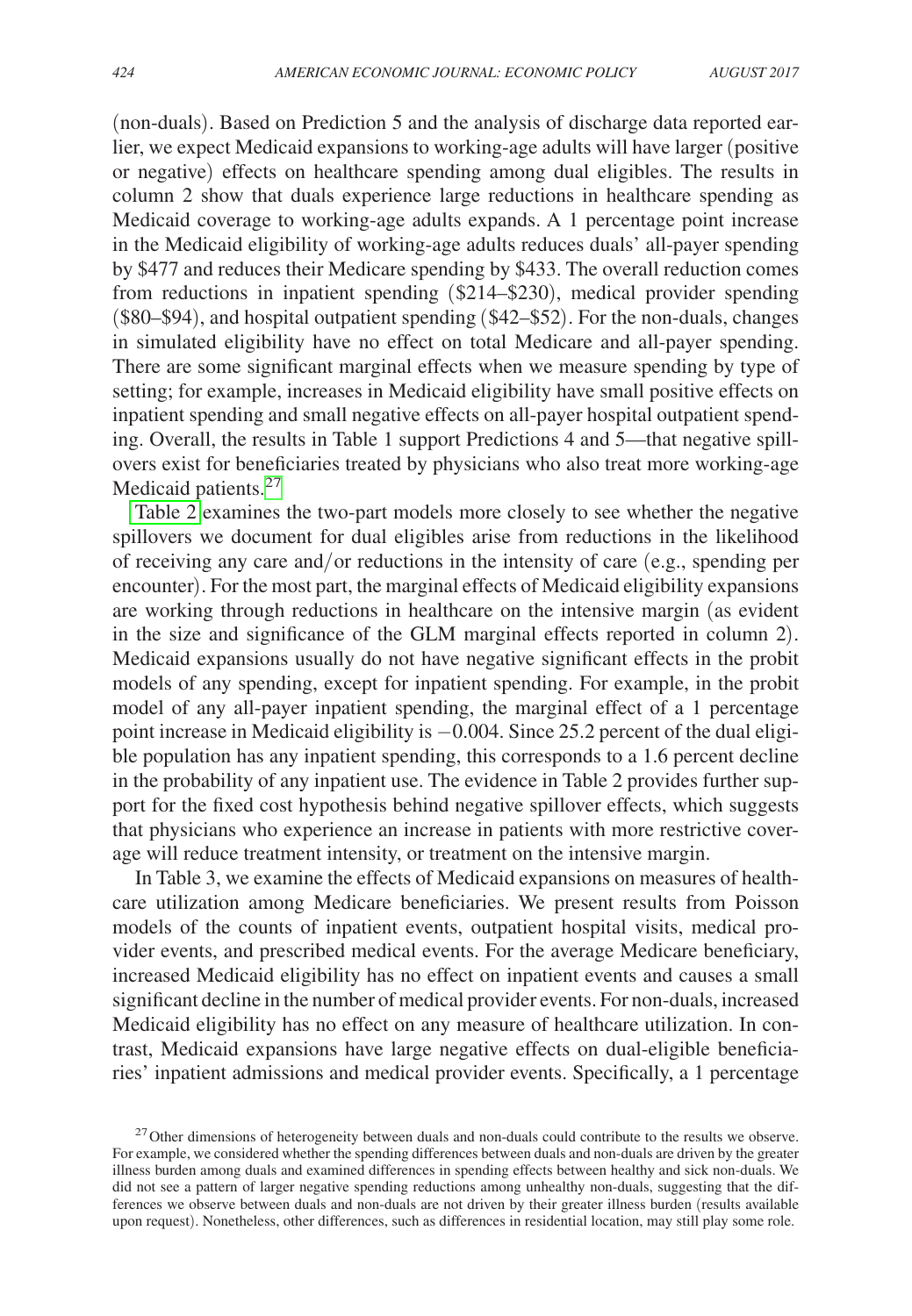(non-duals). Based on Prediction 5 and the analysis of discharge data reported earlier, we expect Medicaid expansions to working-age adults will have larger (positive or negative) effects on healthcare spending among dual eligibles. The results in column 2 show that duals experience large reductions in healthcare spending as Medicaid coverage to working-age adults expands. A 1 percentage point increase in the Medicaid eligibility of working-age adults reduces duals' all-payer spending by $477 and reduces their Medicare spending by $433. The overall reduction comes from reductions in inpatient spending ($214–$230), medical provider spending ($80–$94), and hospital outpatient spending ($42–$52). For the non-duals, changes in simulated eligibility have no effect on total Medicare and all-payer spending. There are some significant marginal effects when we measure spending by type of setting; for example, increases in Medicaid eligibility have small positive effects on inpatient spending and small negative effects on all-payer hospital outpatient spending. Overall, the results in Table 1 support Predictions 4 and 5—that negative spillovers exist for beneficiaries treated by physicians who also treat more working-age Medicaid patients.[27]

Table 2 examines the two-part models more closely to see whether the negative spillovers we document for dual eligibles arise from reductions in the likelihood of receiving any care and/or reductions in the intensity of care (e.g., spending per encounter). For the most part, the marginal effects of Medicaid eligibility expansions are working through reductions in healthcare on the intensive margin (as evident in the size and significance of the GLM marginal effects reported in column 2). Medicaid expansions usually do not have negative significant effects in the probit models of any spending, except for inpatient spending. For example, in the probit model of any all-payer inpatient spending, the marginal effect of a 1 percentage point increase in Medicaid eligibility is −0.004. Since 25.2 percent of the dual eligible population has any inpatient spending, this corresponds to a 1.6 percent decline in the probability of any inpatient use. The evidence in Table 2 provides further support for the fixed cost hypothesis behind negative spillover effects, which suggests that physicians who experience an increase in patients with more restrictive coverage will reduce treatment intensity, or treatment on the intensive margin.

In Table 3, we examine the effects of Medicaid expansions on measures of healthcare utilization among Medicare beneficiaries. We present results from Poisson models of the counts of inpatient events, outpatient hospital visits, medical provider events, and prescribed medical events. For the average Medicare beneficiary, increased Medicaid eligibility has no effect on inpatient events and causes a small significant decline in the number of medical provider events. For non-duals, increased Medicaid eligibility has no effect on any measure of healthcare utilization. In contrast, Medicaid expansions have large negative effects on dual-eligible beneficiaries' inpatient admissions and medical provider events. Specifically, a 1 percentage

[27] Other dimensions of heterogeneity between duals and non-duals could contribute to the results we observe. For example, we considered whether the spending differences between duals and non-duals are driven by the greater illness burden among duals and examined differences in spending effects between healthy and sick non-duals. We did not see a pattern of larger negative spending reductions among unhealthy non-duals, suggesting that the differences we observe between duals and non-duals are not driven by their greater illness burden (results available upon request). Nonetheless, other differences, such as differences in residential location, may still play some role.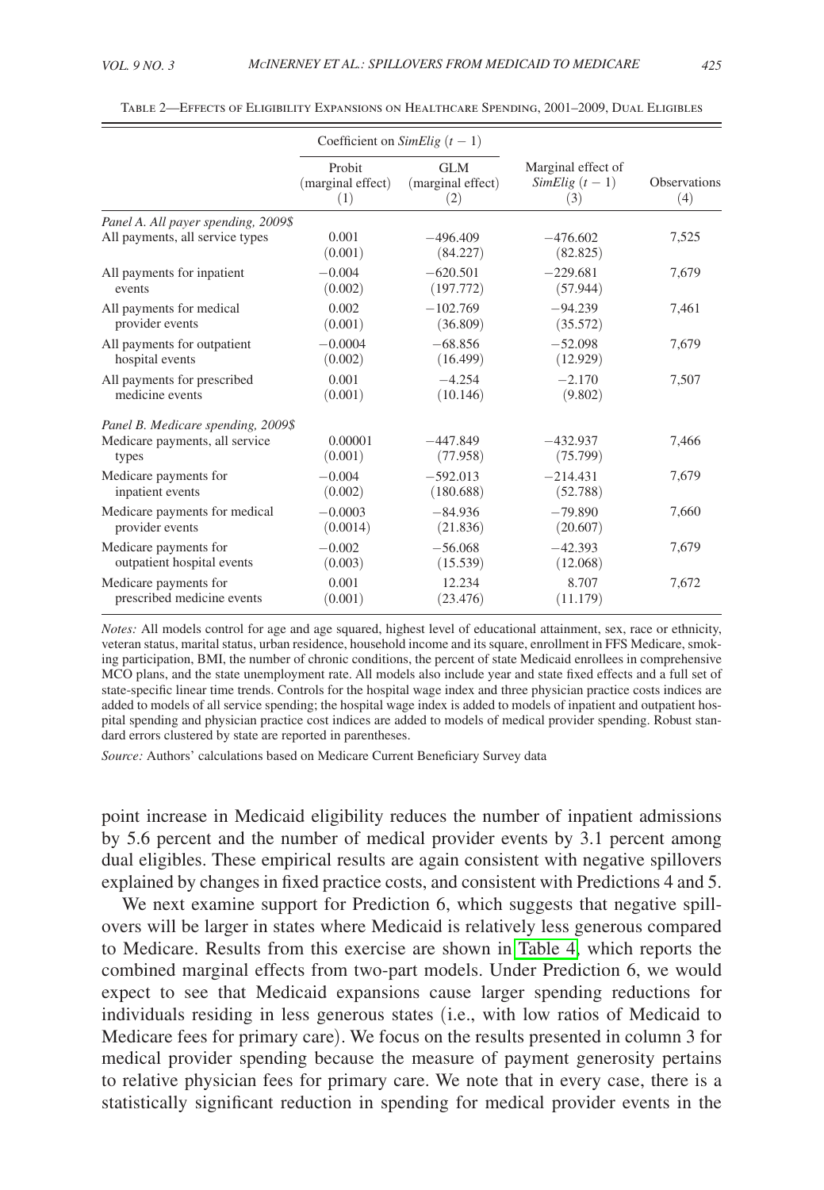Table 2—Effects of Eligibility Expansions on Healthcare Spending, 2001–2009, Dual Eligibles

| | Coefficient on *SimElig* $(t-1)$ | | | |
|---|---|---|---|---|
| | Probit (marginal effect) (1) | GLM (marginal effect) (2) | Marginal effect of *SimElig* $(t-1)$ (3) | Observations (4) |
| *Panel A. All payer spending, 2009$* | | | | |
| All payments, all service types | 0.001 | −496.409 | −476.602 | 7,525 |
| | (0.001) | (84.227) | (82.825) | |
| All payments for inpatient events | −0.004 | −620.501 | −229.681 | 7,679 |
| | (0.002) | (197.772) | (57.944) | |
| All payments for medical provider events | 0.002 | −102.769 | −94.239 | 7,461 |
| | (0.001) | (36.809) | (35.572) | |
| All payments for outpatient hospital events | −0.0004 | −68.856 | −52.098 | 7,679 |
| | (0.002) | (16.499) | (12.929) | |
| All payments for prescribed medicine events | 0.001 | −4.254 | −2.170 | 7,507 |
| | (0.001) | (10.146) | (9.802) | |
| *Panel B. Medicare spending, 2009$* | | | | |
| Medicare payments, all service types | 0.00001 | −447.849 | −432.937 | 7,466 |
| | (0.001) | (77.958) | (75.799) | |
| Medicare payments for inpatient events | −0.004 | −592.013 | −214.431 | 7,679 |
| | (0.002) | (180.688) | (52.788) | |
| Medicare payments for medical provider events | −0.0003 | −84.936 | −79.890 | 7,660 |
| | (0.0014) | (21.836) | (20.607) | |
| Medicare payments for outpatient hospital events | −0.002 | −56.068 | −42.393 | 7,679 |
| | (0.003) | (15.539) | (12.068) | |
| Medicare payments for prescribed medicine events | 0.001 | 12.234 | 8.707 | 7,672 |
| | (0.001) | (23.476) | (11.179) | |

*Notes:* All models control for age and age squared, highest level of educational attainment, sex, race or ethnicity, veteran status, marital status, urban residence, household income and its square, enrollment in FFS Medicare, smoking participation, BMI, the number of chronic conditions, the percent of state Medicaid enrollees in comprehensive MCO plans, and the state unemployment rate. All models also include year and state fixed effects and a full set of state-specific linear time trends. Controls for the hospital wage index and three physician practice costs indices are added to models of all service spending; the hospital wage index is added to models of inpatient and outpatient hospital spending and physician practice cost indices are added to models of medical provider spending. Robust standard errors clustered by state are reported in parentheses.

*Source:* Authors' calculations based on Medicare Current Beneficiary Survey data

point increase in Medicaid eligibility reduces the number of inpatient admissions by 5.6 percent and the number of medical provider events by 3.1 percent among dual eligibles. These empirical results are again consistent with negative spillovers explained by changes in fixed practice costs, and consistent with Predictions 4 and 5.

We next examine support for Prediction 6, which suggests that negative spillovers will be larger in states where Medicaid is relatively less generous compared to Medicare. Results from this exercise are shown in Table 4, which reports the combined marginal effects from two-part models. Under Prediction 6, we would expect to see that Medicaid expansions cause larger spending reductions for individuals residing in less generous states (i.e., with low ratios of Medicaid to Medicare fees for primary care). We focus on the results presented in column 3 for medical provider spending because the measure of payment generosity pertains to relative physician fees for primary care. We note that in every case, there is a statistically significant reduction in spending for medical provider events in the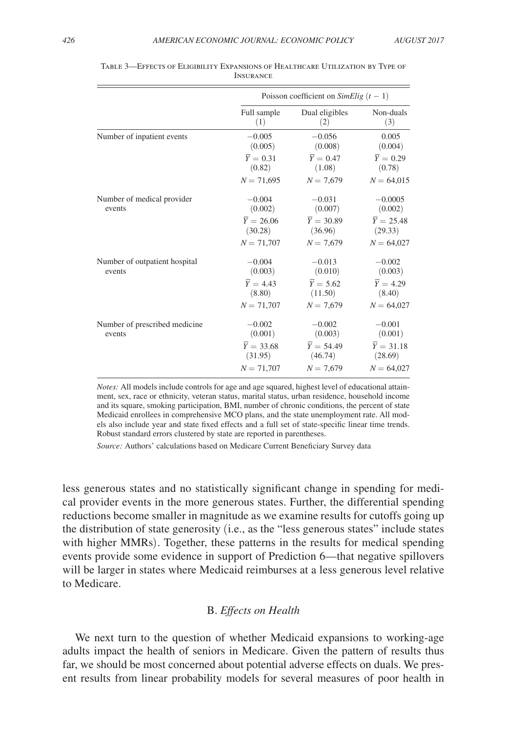Table 3—Effects of Eligibility Expansions of Healthcare Utilization by Type of Insurance

| | Poisson coefficient on *SimElig* $(t-1)$ | | |
|---|---|---|---|
| | Full sample (1) | Dual eligibles (2) | Non-duals (3) |
| Number of inpatient events | −0.005 | −0.056 | 0.005 |
| | (0.005) | (0.008) | (0.004) |
| | $\overline{Y} = 0.31$ | $\overline{Y} = 0.47$ | $\overline{Y} = 0.29$ |
| | (0.82) | (1.08) | (0.78) |
| | $N = 71{,}695$ | $N = 7{,}679$ | $N = 64{,}015$ |
| Number of medical provider events | −0.004 | −0.031 | −0.0005 |
| | (0.002) | (0.007) | (0.002) |
| | $\overline{Y} = 26.06$ | $\overline{Y} = 30.89$ | $\overline{Y} = 25.48$ |
| | (30.28) | (36.96) | (29.33) |
| | $N = 71{,}707$ | $N = 7{,}679$ | $N = 64{,}027$ |
| Number of outpatient hospital events | −0.004 | −0.013 | −0.002 |
| | (0.003) | (0.010) | (0.003) |
| | $\overline{Y} = 4.43$ | $\overline{Y} = 5.62$ | $\overline{Y} = 4.29$ |
| | (8.80) | (11.50) | (8.40) |
| | $N = 71{,}707$ | $N = 7{,}679$ | $N = 64{,}027$ |
| Number of prescribed medicine events | −0.002 | −0.002 | −0.001 |
| | (0.001) | (0.003) | (0.001) |
| | $\overline{Y} = 33.68$ | $\overline{Y} = 54.49$ | $\overline{Y} = 31.18$ |
| | (31.95) | (46.74) | (28.69) |
| | $N = 71{,}707$ | $N = 7{,}679$ | $N = 64{,}027$ |

*Notes:* All models include controls for age and age squared, highest level of educational attainment, sex, race or ethnicity, veteran status, marital status, urban residence, household income and its square, smoking participation, BMI, number of chronic conditions, the percent of state Medicaid enrollees in comprehensive MCO plans, and the state unemployment rate. All models also include year and state fixed effects and a full set of state-specific linear time trends. Robust standard errors clustered by state are reported in parentheses.

*Source:* Authors' calculations based on Medicare Current Beneficiary Survey data

less generous states and no statistically significant change in spending for medical provider events in the more generous states. Further, the differential spending reductions become smaller in magnitude as we examine results for cutoffs going up the distribution of state generosity (i.e., as the "less generous states" include states with higher MMRs). Together, these patterns in the results for medical spending events provide some evidence in support of Prediction 6—that negative spillovers will be larger in states where Medicaid reimburses at a less generous level relative to Medicare.

### B. *Effects on Health*

We next turn to the question of whether Medicaid expansions to working-age adults impact the health of seniors in Medicare. Given the pattern of results thus far, we should be most concerned about potential adverse effects on duals. We present results from linear probability models for several measures of poor health in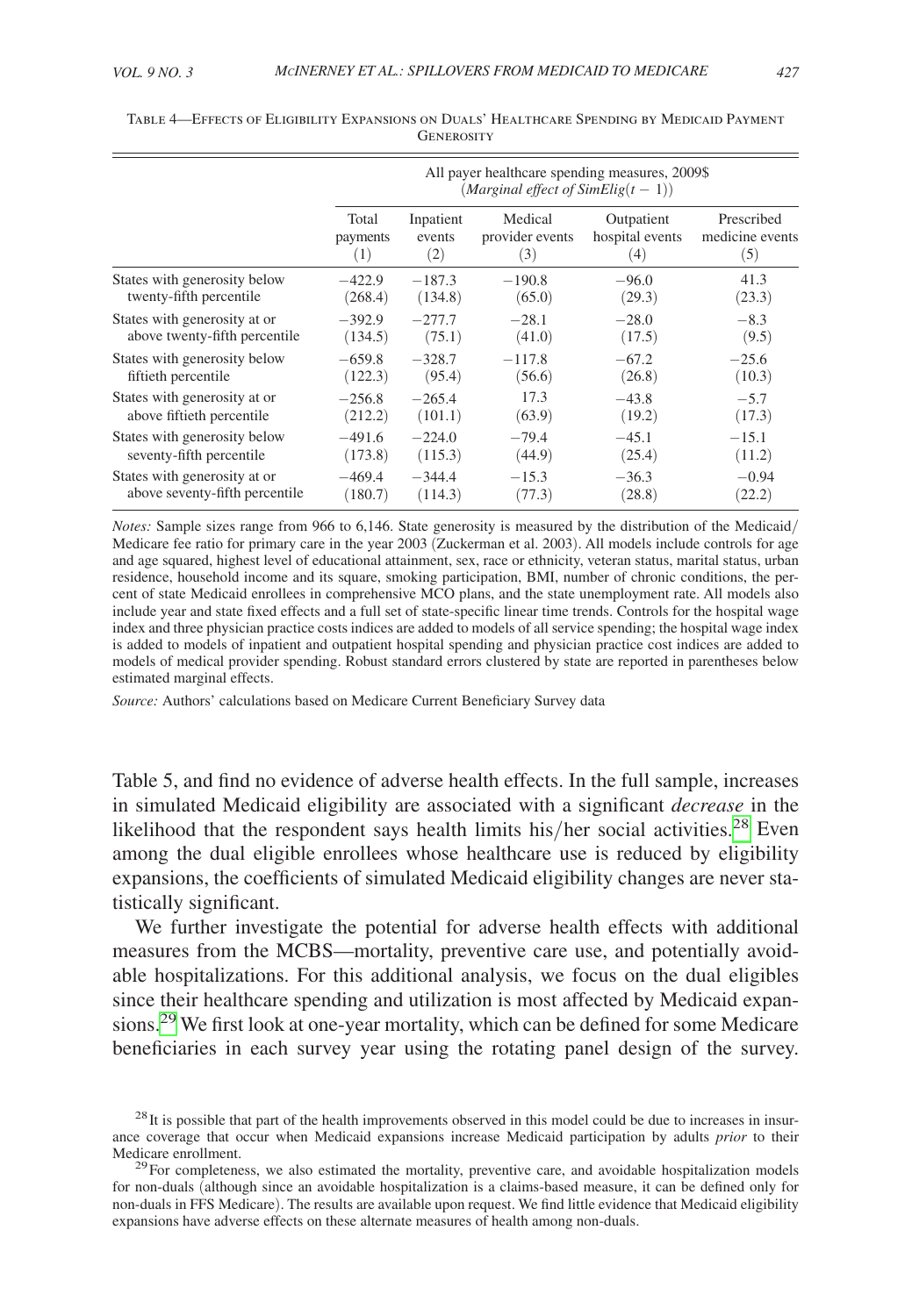Table 4—Effects of Eligibility Expansions on Duals' Healthcare Spending by Medicaid Payment Generosity

| | All payer healthcare spending measures, 2009\$ (*Marginal effect of SimElig(t − 1)*) | | | | |
|---|---|---|---|---|---|
| | Total payments (1) | Inpatient events (2) | Medical provider events (3) | Outpatient hospital events (4) | Prescribed medicine events (5) |
| States with generosity below twenty-fifth percentile | −422.9 (268.4) | −187.3 (134.8) | −190.8 (65.0) | −96.0 (29.3) | 41.3 (23.3) |
| States with generosity at or above twenty-fifth percentile | −392.9 (134.5) | −277.7 (75.1) | −28.1 (41.0) | −28.0 (17.5) | −8.3 (9.5) |
| States with generosity below fiftieth percentile | −659.8 (122.3) | −328.7 (95.4) | −117.8 (56.6) | −67.2 (26.8) | −25.6 (10.3) |
| States with generosity at or above fiftieth percentile | −256.8 (212.2) | −265.4 (101.1) | 17.3 (63.9) | −43.8 (19.2) | −5.7 (17.3) |
| States with generosity below seventy-fifth percentile | −491.6 (173.8) | −224.0 (115.3) | −79.4 (44.9) | −45.1 (25.4) | −15.1 (11.2) |
| States with generosity at or above seventy-fifth percentile | −469.4 (180.7) | −344.4 (114.3) | −15.3 (77.3) | −36.3 (28.8) | −0.94 (22.2) |

*Notes:* Sample sizes range from 966 to 6,146. State generosity is measured by the distribution of the Medicaid/Medicare fee ratio for primary care in the year 2003 (Zuckerman et al. 2003). All models include controls for age and age squared, highest level of educational attainment, sex, race or ethnicity, veteran status, marital status, urban residence, household income and its square, smoking participation, BMI, number of chronic conditions, the percent of state Medicaid enrollees in comprehensive MCO plans, and the state unemployment rate. All models also include year and state fixed effects and a full set of state-specific linear time trends. Controls for the hospital wage index and three physician practice costs indices are added to models of all service spending; the hospital wage index is added to models of inpatient and outpatient hospital spending and physician practice cost indices are added to models of medical provider spending. Robust standard errors clustered by state are reported in parentheses below estimated marginal effects.

*Source:* Authors' calculations based on Medicare Current Beneficiary Survey data

Table 5, and find no evidence of adverse health effects. In the full sample, increases in simulated Medicaid eligibility are associated with a significant *decrease* in the likelihood that the respondent says health limits his/her social activities.[28] Even among the dual eligible enrollees whose healthcare use is reduced by eligibility expansions, the coefficients of simulated Medicaid eligibility changes are never statistically significant.

We further investigate the potential for adverse health effects with additional measures from the MCBS—mortality, preventive care use, and potentially avoidable hospitalizations. For this additional analysis, we focus on the dual eligibles since their healthcare spending and utilization is most affected by Medicaid expansions.[29] We first look at one-year mortality, which can be defined for some Medicare beneficiaries in each survey year using the rotating panel design of the survey.

[28] It is possible that part of the health improvements observed in this model could be due to increases in insurance coverage that occur when Medicaid expansions increase Medicaid participation by adults *prior* to their Medicare enrollment.

[29] For completeness, we also estimated the mortality, preventive care, and avoidable hospitalization models for non-duals (although since an avoidable hospitalization is a claims-based measure, it can be defined only for non-duals in FFS Medicare). The results are available upon request. We find little evidence that Medicaid eligibility expansions have adverse effects on these alternate measures of health among non-duals.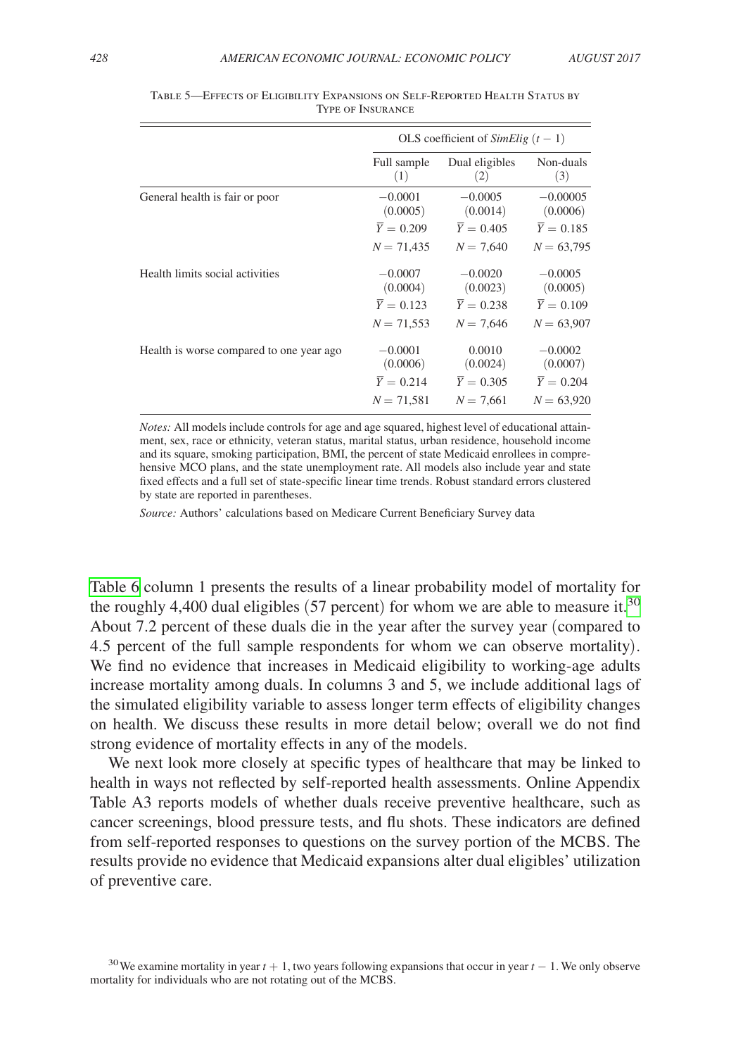Table 5—Effects of Eligibility Expansions on Self-Reported Health Status by Type of Insurance

| | OLS coefficient of *SimElig* $(t-1)$ | | |
|---|---|---|---|
| | Full sample (1) | Dual eligibles (2) | Non-duals (3) |
| General health is fair or poor | −0.0001 | −0.0005 | −0.00005 |
| | (0.0005) | (0.0014) | (0.0006) |
| | $\overline{Y} = 0.209$ | $\overline{Y} = 0.405$ | $\overline{Y} = 0.185$ |
| | $N = 71{,}435$ | $N = 7{,}640$ | $N = 63{,}795$ |
| Health limits social activities | −0.0007 | −0.0020 | −0.0005 |
| | (0.0004) | (0.0023) | (0.0005) |
| | $\overline{Y} = 0.123$ | $\overline{Y} = 0.238$ | $\overline{Y} = 0.109$ |
| | $N = 71{,}553$ | $N = 7{,}646$ | $N = 63{,}907$ |
| Health is worse compared to one year ago | −0.0001 | 0.0010 | −0.0002 |
| | (0.0006) | (0.0024) | (0.0007) |
| | $\overline{Y} = 0.214$ | $\overline{Y} = 0.305$ | $\overline{Y} = 0.204$ |
| | $N = 71{,}581$ | $N = 7{,}661$ | $N = 63{,}920$ |

*Notes:* All models include controls for age and age squared, highest level of educational attainment, sex, race or ethnicity, veteran status, marital status, urban residence, household income and its square, smoking participation, BMI, the percent of state Medicaid enrollees in comprehensive MCO plans, and the state unemployment rate. All models also include year and state fixed effects and a full set of state-specific linear time trends. Robust standard errors clustered by state are reported in parentheses.

*Source:* Authors' calculations based on Medicare Current Beneficiary Survey data

Table 6 column 1 presents the results of a linear probability model of mortality for the roughly 4,400 dual eligibles (57 percent) for whom we are able to measure it.[30] About 7.2 percent of these duals die in the year after the survey year (compared to 4.5 percent of the full sample respondents for whom we can observe mortality). We find no evidence that increases in Medicaid eligibility to working-age adults increase mortality among duals. In columns 3 and 5, we include additional lags of the simulated eligibility variable to assess longer term effects of eligibility changes on health. We discuss these results in more detail below; overall we do not find strong evidence of mortality effects in any of the models.

We next look more closely at specific types of healthcare that may be linked to health in ways not reflected by self-reported health assessments. Online Appendix Table A3 reports models of whether duals receive preventive healthcare, such as cancer screenings, blood pressure tests, and flu shots. These indicators are defined from self-reported responses to questions on the survey portion of the MCBS. The results provide no evidence that Medicaid expansions alter dual eligibles' utilization of preventive care.

[30] We examine mortality in year $t+1$, two years following expansions that occur in year $t-1$. We only observe mortality for individuals who are not rotating out of the MCBS.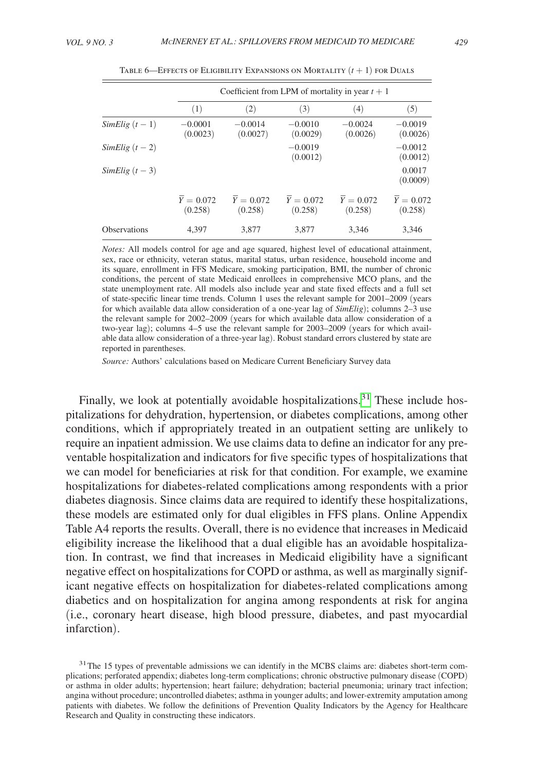Table 6—Effects of Eligibility Expansions on Mortality $(t + 1)$ for Duals

| | Coefficient from LPM of mortality in year $t + 1$ | | | | |
|---|---|---|---|---|---|
| | (1) | (2) | (3) | (4) | (5) |
| *SimElig* $(t - 1)$ | −0.0001 (0.0023) | −0.0014 (0.0027) | −0.0010 (0.0029) | −0.0024 (0.0026) | −0.0019 (0.0026) |
| *SimElig* $(t - 2)$ | | | −0.0019 (0.0012) | | −0.0012 (0.0012) |
| *SimElig* $(t - 3)$ | | | | | 0.0017 (0.0009) |
| | $\overline{Y} = 0.072$ (0.258) | $\overline{Y} = 0.072$ (0.258) | $\overline{Y} = 0.072$ (0.258) | $\overline{Y} = 0.072$ (0.258) | $\overline{Y} = 0.072$ (0.258) |
| Observations | 4,397 | 3,877 | 3,877 | 3,346 | 3,346 |

*Notes:* All models control for age and age squared, highest level of educational attainment, sex, race or ethnicity, veteran status, marital status, urban residence, household income and its square, enrollment in FFS Medicare, smoking participation, BMI, the number of chronic conditions, the percent of state Medicaid enrollees in comprehensive MCO plans, and the state unemployment rate. All models also include year and state fixed effects and a full set of state-specific linear time trends. Column 1 uses the relevant sample for 2001–2009 (years for which available data allow consideration of a one-year lag of *SimElig*); columns 2–3 use the relevant sample for 2002–2009 (years for which available data allow consideration of a two-year lag); columns 4–5 use the relevant sample for 2003–2009 (years for which available data allow consideration of a three-year lag). Robust standard errors clustered by state are reported in parentheses.

*Source:* Authors' calculations based on Medicare Current Beneficiary Survey data

Finally, we look at potentially avoidable hospitalizations.[31] These include hospitalizations for dehydration, hypertension, or diabetes complications, among other conditions, which if appropriately treated in an outpatient setting are unlikely to require an inpatient admission. We use claims data to define an indicator for any preventable hospitalization and indicators for five specific types of hospitalizations that we can model for beneficiaries at risk for that condition. For example, we examine hospitalizations for diabetes-related complications among respondents with a prior diabetes diagnosis. Since claims data are required to identify these hospitalizations, these models are estimated only for dual eligibles in FFS plans. Online Appendix Table A4 reports the results. Overall, there is no evidence that increases in Medicaid eligibility increase the likelihood that a dual eligible has an avoidable hospitalization. In contrast, we find that increases in Medicaid eligibility have a significant negative effect on hospitalizations for COPD or asthma, as well as marginally significant negative effects on hospitalization for diabetes-related complications among diabetics and on hospitalization for angina among respondents at risk for angina (i.e., coronary heart disease, high blood pressure, diabetes, and past myocardial infarction).

[31] The 15 types of preventable admissions we can identify in the MCBS claims are: diabetes short-term complications; perforated appendix; diabetes long-term complications; chronic obstructive pulmonary disease (COPD) or asthma in older adults; hypertension; heart failure; dehydration; bacterial pneumonia; urinary tract infection; angina without procedure; uncontrolled diabetes; asthma in younger adults; and lower-extremity amputation among patients with diabetes. We follow the definitions of Prevention Quality Indicators by the Agency for Healthcare Research and Quality in constructing these indicators.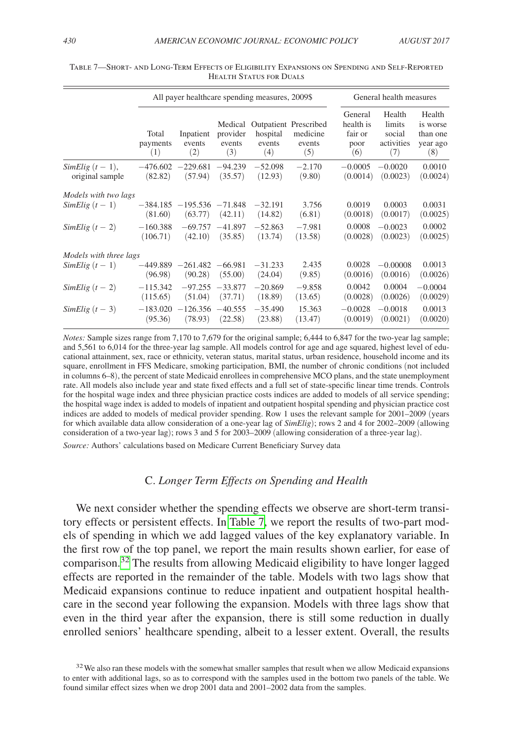Table 7—Short- and Long-Term Effects of Eligibility Expansions on Spending and Self-Reported Health Status for Duals

| | All payer healthcare spending measures, 2009$ | | | | | General health measures | | |
|---|---|---|---|---|---|---|---|---|
| | Total payments (1) | Inpatient events (2) | Medical provider events (3) | Outpatient hospital events (4) | Prescribed medicine events (5) | General health is fair or poor (6) | Health limits social activities (7) | Health is worse than one year ago (8) |
| *SimElig* $(t-1)$, original sample | −476.602 | −229.681 | −94.239 | −52.098 | −2.170 | −0.0005 | −0.0020 | 0.0010 |
| | (82.82) | (57.94) | (35.57) | (12.93) | (9.80) | (0.0014) | (0.0023) | (0.0024) |
| *Models with two lags* | | | | | | | | |
| *SimElig* $(t-1)$ | −384.185 | −195.536 | −71.848 | −32.191 | 3.756 | 0.0019 | 0.0003 | 0.0031 |
| | (81.60) | (63.77) | (42.11) | (14.82) | (6.81) | (0.0018) | (0.0017) | (0.0025) |
| *SimElig* $(t-2)$ | −160.388 | −69.757 | −41.897 | −52.863 | −7.981 | 0.0008 | −0.0023 | 0.0002 |
| | (106.71) | (42.10) | (35.85) | (13.74) | (13.58) | (0.0028) | (0.0023) | (0.0025) |
| *Models with three lags* | | | | | | | | |
| *SimElig* $(t-1)$ | −449.889 | −261.482 | −66.981 | −31.233 | 2.435 | 0.0028 | −0.00008 | 0.0013 |
| | (96.98) | (90.28) | (55.00) | (24.04) | (9.85) | (0.0016) | (0.0016) | (0.0026) |
| *SimElig* $(t-2)$ | −115.342 | −97.255 | −33.877 | −20.869 | −9.858 | 0.0042 | 0.0004 | −0.0004 |
| | (115.65) | (51.04) | (37.71) | (18.89) | (13.65) | (0.0028) | (0.0026) | (0.0029) |
| *SimElig* $(t-3)$ | −183.020 | −126.356 | −40.555 | −35.490 | 15.363 | −0.0028 | −0.0018 | 0.0013 |
| | (95.36) | (78.93) | (22.58) | (23.88) | (13.47) | (0.0019) | (0.0021) | (0.0020) |

*Notes:* Sample sizes range from 7,170 to 7,679 for the original sample; 6,444 to 6,847 for the two-year lag sample; and 5,561 to 6,014 for the three-year lag sample. All models control for age and age squared, highest level of educational attainment, sex, race or ethnicity, veteran status, marital status, urban residence, household income and its square, enrollment in FFS Medicare, smoking participation, BMI, the number of chronic conditions (not included in columns 6–8), the percent of state Medicaid enrollees in comprehensive MCO plans, and the state unemployment rate. All models also include year and state fixed effects and a full set of state-specific linear time trends. Controls for the hospital wage index and three physician practice costs indices are added to models of all service spending; the hospital wage index is added to models of inpatient and outpatient hospital spending and physician practice cost indices are added to models of medical provider spending. Row 1 uses the relevant sample for 2001–2009 (years for which available data allow consideration of a one-year lag of *SimElig*); rows 2 and 4 for 2002–2009 (allowing consideration of a two-year lag); rows 3 and 5 for 2003–2009 (allowing consideration of a three-year lag).

*Source:* Authors' calculations based on Medicare Current Beneficiary Survey data

### C. *Longer Term Effects on Spending and Health*

We next consider whether the spending effects we observe are short-term transitory effects or persistent effects. In Table 7, we report the results of two-part models of spending in which we add lagged values of the key explanatory variable. In the first row of the top panel, we report the main results shown earlier, for ease of comparison.[32] The results from allowing Medicaid eligibility to have longer lagged effects are reported in the remainder of the table. Models with two lags show that Medicaid expansions continue to reduce inpatient and outpatient hospital healthcare in the second year following the expansion. Models with three lags show that even in the third year after the expansion, there is still some reduction in dually enrolled seniors' healthcare spending, albeit to a lesser extent. Overall, the results

[32] We also ran these models with the somewhat smaller samples that result when we allow Medicaid expansions to enter with additional lags, so as to correspond with the samples used in the bottom two panels of the table. We found similar effect sizes when we drop 2001 data and 2001–2002 data from the samples.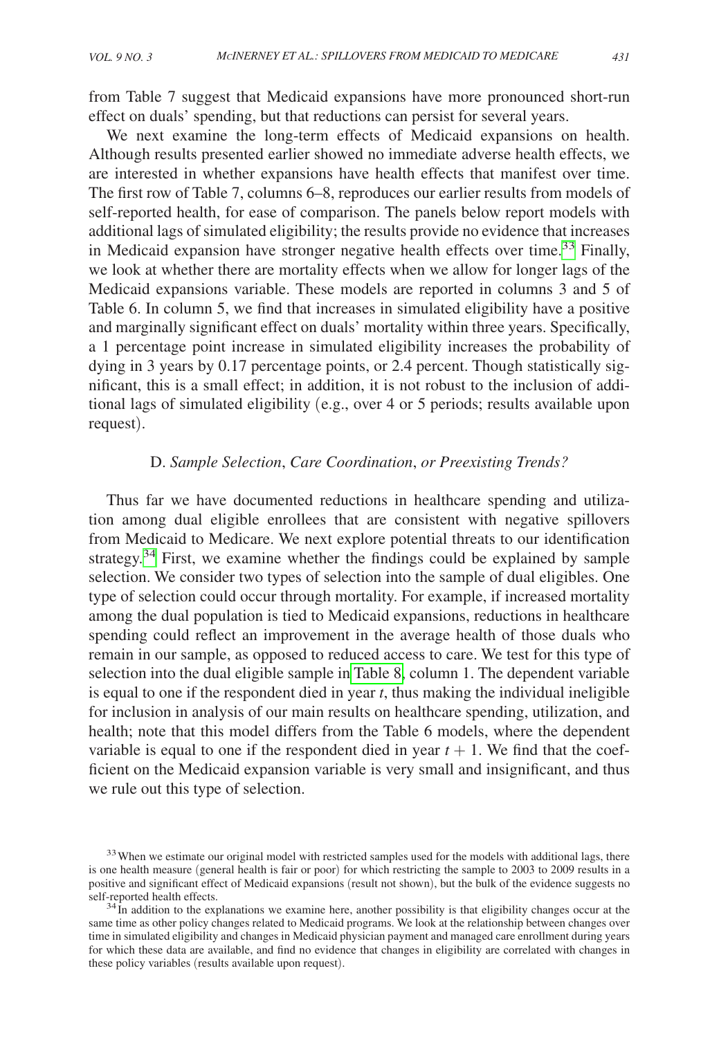from Table 7 suggest that Medicaid expansions have more pronounced short-run effect on duals' spending, but that reductions can persist for several years.

We next examine the long-term effects of Medicaid expansions on health. Although results presented earlier showed no immediate adverse health effects, we are interested in whether expansions have health effects that manifest over time. The first row of Table 7, columns 6–8, reproduces our earlier results from models of self-reported health, for ease of comparison. The panels below report models with additional lags of simulated eligibility; the results provide no evidence that increases in Medicaid expansion have stronger negative health effects over time.[33] Finally, we look at whether there are mortality effects when we allow for longer lags of the Medicaid expansions variable. These models are reported in columns 3 and 5 of Table 6. In column 5, we find that increases in simulated eligibility have a positive and marginally significant effect on duals' mortality within three years. Specifically, a 1 percentage point increase in simulated eligibility increases the probability of dying in 3 years by 0.17 percentage points, or 2.4 percent. Though statistically significant, this is a small effect; in addition, it is not robust to the inclusion of additional lags of simulated eligibility (e.g., over 4 or 5 periods; results available upon request).

### D. *Sample Selection*, *Care Coordination*, *or Preexisting Trends?*

Thus far we have documented reductions in healthcare spending and utilization among dual eligible enrollees that are consistent with negative spillovers from Medicaid to Medicare. We next explore potential threats to our identification strategy.[34] First, we examine whether the findings could be explained by sample selection. We consider two types of selection into the sample of dual eligibles. One type of selection could occur through mortality. For example, if increased mortality among the dual population is tied to Medicaid expansions, reductions in healthcare spending could reflect an improvement in the average health of those duals who remain in our sample, as opposed to reduced access to care. We test for this type of selection into the dual eligible sample in Table 8, column 1. The dependent variable is equal to one if the respondent died in year $t$, thus making the individual ineligible for inclusion in analysis of our main results on healthcare spending, utilization, and health; note that this model differs from the Table 6 models, where the dependent variable is equal to one if the respondent died in year $t + 1$. We find that the coefficient on the Medicaid expansion variable is very small and insignificant, and thus we rule out this type of selection.

[33] When we estimate our original model with restricted samples used for the models with additional lags, there is one health measure (general health is fair or poor) for which restricting the sample to 2003 to 2009 results in a positive and significant effect of Medicaid expansions (result not shown), but the bulk of the evidence suggests no self-reported health effects.

[34] In addition to the explanations we examine here, another possibility is that eligibility changes occur at the same time as other policy changes related to Medicaid programs. We look at the relationship between changes over time in simulated eligibility and changes in Medicaid physician payment and managed care enrollment during years for which these data are available, and find no evidence that changes in eligibility are correlated with changes in these policy variables (results available upon request).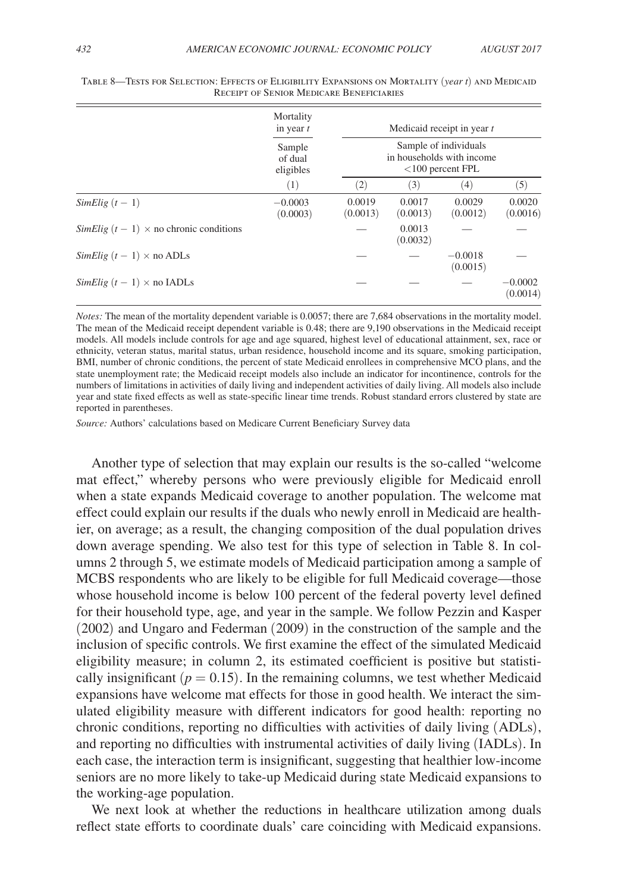Table 8—Tests for Selection: Effects of Eligibility Expansions on Mortality (*year t*) and Medicaid Receipt of Senior Medicare Beneficiaries

| | Mortality in year $t$ | Medicaid receipt in year $t$ | | | |
|---|---|---|---|---|---|
| | Sample of dual eligibles | Sample of individuals in households with income <100 percent FPL | | | |
| | (1) | (2) | (3) | (4) | (5) |
| *SimElig* $(t-1)$ | −0.0003 (0.0003) | 0.0019 (0.0013) | 0.0017 (0.0013) | 0.0029 (0.0012) | 0.0020 (0.0016) |
| *SimElig* $(t-1)$ × no chronic conditions | | — | 0.0013 (0.0032) | — | — |
| *SimElig* $(t-1)$ × no ADLs | | — | — | −0.0018 (0.0015) | — |
| *SimElig* $(t-1)$ × no IADLs | | — | — | — | −0.0002 (0.0014) |

*Notes:* The mean of the mortality dependent variable is 0.0057; there are 7,684 observations in the mortality model. The mean of the Medicaid receipt dependent variable is 0.48; there are 9,190 observations in the Medicaid receipt models. All models include controls for age and age squared, highest level of educational attainment, sex, race or ethnicity, veteran status, marital status, urban residence, household income and its square, smoking participation, BMI, number of chronic conditions, the percent of state Medicaid enrollees in comprehensive MCO plans, and the state unemployment rate; the Medicaid receipt models also include an indicator for incontinence, controls for the numbers of limitations in activities of daily living and independent activities of daily living. All models also include year and state fixed effects as well as state-specific linear time trends. Robust standard errors clustered by state are reported in parentheses.

*Source:* Authors' calculations based on Medicare Current Beneficiary Survey data

Another type of selection that may explain our results is the so-called "welcome mat effect," whereby persons who were previously eligible for Medicaid enroll when a state expands Medicaid coverage to another population. The welcome mat effect could explain our results if the duals who newly enroll in Medicaid are healthier, on average; as a result, the changing composition of the dual population drives down average spending. We also test for this type of selection in Table 8. In columns 2 through 5, we estimate models of Medicaid participation among a sample of MCBS respondents who are likely to be eligible for full Medicaid coverage—those whose household income is below 100 percent of the federal poverty level defined for their household type, age, and year in the sample. We follow Pezzin and Kasper (2002) and Ungaro and Federman (2009) in the construction of the sample and the inclusion of specific controls. We first examine the effect of the simulated Medicaid eligibility measure; in column 2, its estimated coefficient is positive but statistically insignificant ($p = 0.15$). In the remaining columns, we test whether Medicaid expansions have welcome mat effects for those in good health. We interact the simulated eligibility measure with different indicators for good health: reporting no chronic conditions, reporting no difficulties with activities of daily living (ADLs), and reporting no difficulties with instrumental activities of daily living (IADLs). In each case, the interaction term is insignificant, suggesting that healthier low-income seniors are no more likely to take-up Medicaid during state Medicaid expansions to the working-age population.

We next look at whether the reductions in healthcare utilization among duals reflect state efforts to coordinate duals' care coinciding with Medicaid expansions.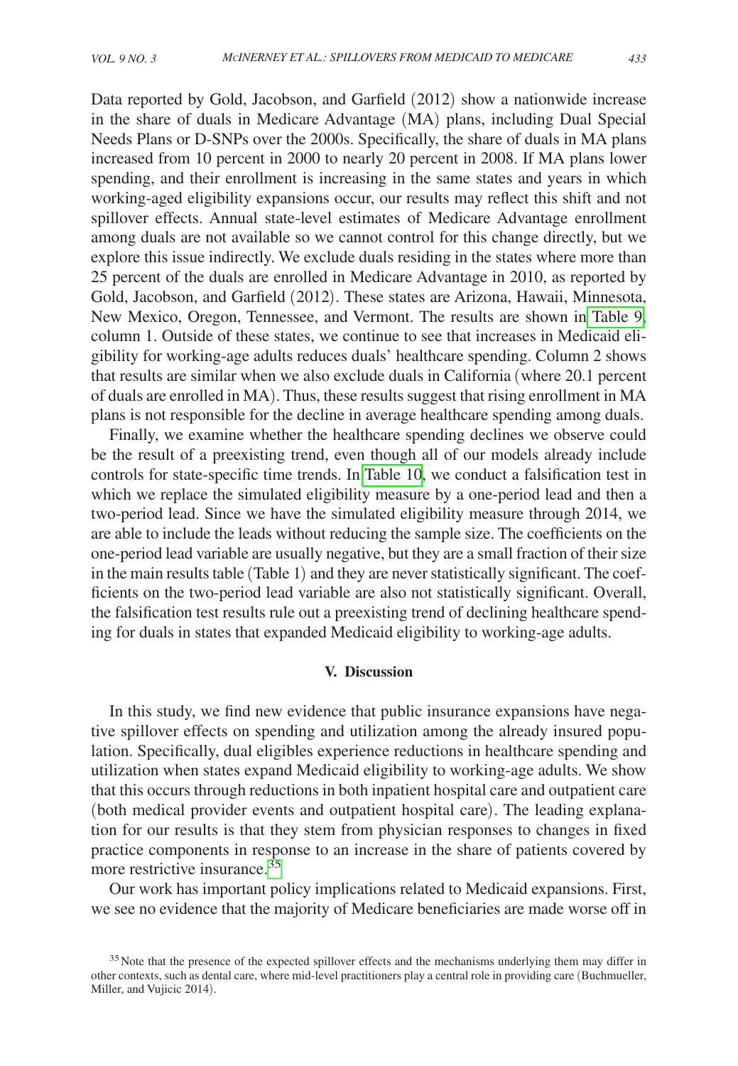Data reported by Gold, Jacobson, and Garfield (2012) show a nationwide increase in the share of duals in Medicare Advantage (MA) plans, including Dual Special Needs Plans or D-SNPs over the 2000s. Specifically, the share of duals in MA plans increased from 10 percent in 2000 to nearly 20 percent in 2008. If MA plans lower spending, and their enrollment is increasing in the same states and years in which working-aged eligibility expansions occur, our results may reflect this shift and not spillover effects. Annual state-level estimates of Medicare Advantage enrollment among duals are not available so we cannot control for this change directly, but we explore this issue indirectly. We exclude duals residing in the states where more than 25 percent of the duals are enrolled in Medicare Advantage in 2010, as reported by Gold, Jacobson, and Garfield (2012). These states are Arizona, Hawaii, Minnesota, New Mexico, Oregon, Tennessee, and Vermont. The results are shown in Table 9, column 1. Outside of these states, we continue to see that increases in Medicaid eligibility for working-age adults reduces duals' healthcare spending. Column 2 shows that results are similar when we also exclude duals in California (where 20.1 percent of duals are enrolled in MA). Thus, these results suggest that rising enrollment in MA plans is not responsible for the decline in average healthcare spending among duals.

Finally, we examine whether the healthcare spending declines we observe could be the result of a preexisting trend, even though all of our models already include controls for state-specific time trends. In Table 10, we conduct a falsification test in which we replace the simulated eligibility measure by a one-period lead and then a two-period lead. Since we have the simulated eligibility measure through 2014, we are able to include the leads without reducing the sample size. The coefficients on the one-period lead variable are usually negative, but they are a small fraction of their size in the main results table (Table 1) and they are never statistically significant. The coefficients on the two-period lead variable are also not statistically significant. Overall, the falsification test results rule out a preexisting trend of declining healthcare spending for duals in states that expanded Medicaid eligibility to working-age adults.

## V. Discussion

In this study, we find new evidence that public insurance expansions have negative spillover effects on spending and utilization among the already insured population. Specifically, dual eligibles experience reductions in healthcare spending and utilization when states expand Medicaid eligibility to working-age adults. We show that this occurs through reductions in both inpatient hospital care and outpatient care (both medical provider events and outpatient hospital care). The leading explanation for our results is that they stem from physician responses to changes in fixed practice components in response to an increase in the share of patients covered by more restrictive insurance.[35]

Our work has important policy implications related to Medicaid expansions. First, we see no evidence that the majority of Medicare beneficiaries are made worse off in

[35] Note that the presence of the expected spillover effects and the mechanisms underlying them may differ in other contexts, such as dental care, where mid-level practitioners play a central role in providing care (Buchmueller, Miller, and Vujicic 2014).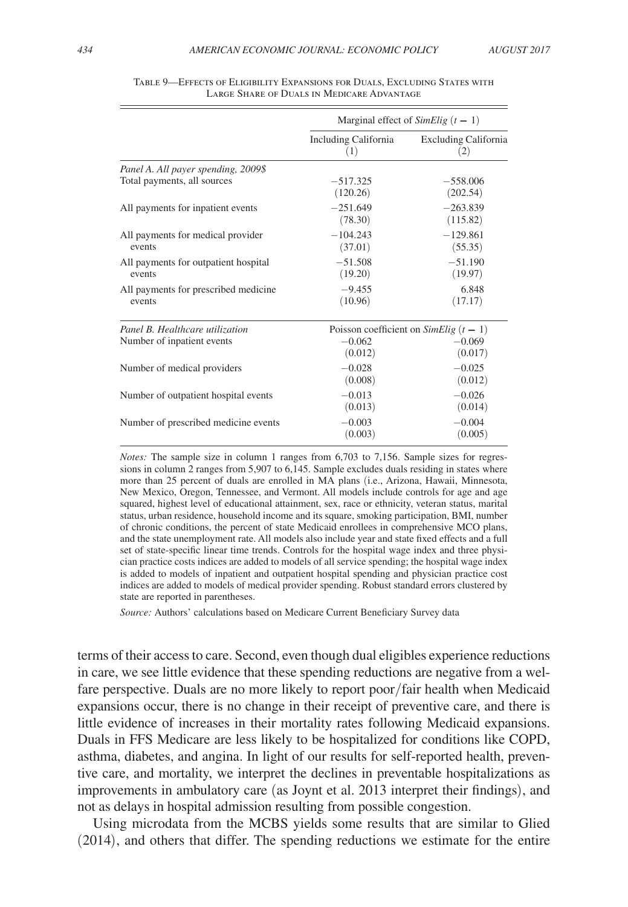Table 9—Effects of Eligibility Expansions for Duals, Excluding States with Large Share of Duals in Medicare Advantage

| | Marginal effect of *SimElig* $(t-1)$ | |
|---|---|---|
| | Including California (1) | Excluding California (2) |
| *Panel A. All payer spending, 2009$* | | |
| Total payments, all sources | −517.325 | −558.006 |
| | (120.26) | (202.54) |
| All payments for inpatient events | −251.649 | −263.839 |
| | (78.30) | (115.82) |
| All payments for medical provider events | −104.243 | −129.861 |
| | (37.01) | (55.35) |
| All payments for outpatient hospital events | −51.508 | −51.190 |
| | (19.20) | (19.97) |
| All payments for prescribed medicine events | −9.455 | 6.848 |
| | (10.96) | (17.17) |
| *Panel B. Healthcare utilization* | Poisson coefficient on *SimElig* $(t-1)$ | |
| Number of inpatient events | −0.062 | −0.069 |
| | (0.012) | (0.017) |
| Number of medical providers | −0.028 | −0.025 |
| | (0.008) | (0.012) |
| Number of outpatient hospital events | −0.013 | −0.026 |
| | (0.013) | (0.014) |
| Number of prescribed medicine events | −0.003 | −0.004 |
| | (0.003) | (0.005) |

*Notes:* The sample size in column 1 ranges from 6,703 to 7,156. Sample sizes for regressions in column 2 ranges from 5,907 to 6,145. Sample excludes duals residing in states where more than 25 percent of duals are enrolled in MA plans (i.e., Arizona, Hawaii, Minnesota, New Mexico, Oregon, Tennessee, and Vermont. All models include controls for age and age squared, highest level of educational attainment, sex, race or ethnicity, veteran status, marital status, urban residence, household income and its square, smoking participation, BMI, number of chronic conditions, the percent of state Medicaid enrollees in comprehensive MCO plans, and the state unemployment rate. All models also include year and state fixed effects and a full set of state-specific linear time trends. Controls for the hospital wage index and three physician practice costs indices are added to models of all service spending; the hospital wage index is added to models of inpatient and outpatient hospital spending and physician practice cost indices are added to models of medical provider spending. Robust standard errors clustered by state are reported in parentheses.

*Source:* Authors' calculations based on Medicare Current Beneficiary Survey data

terms of their access to care. Second, even though dual eligibles experience reductions in care, we see little evidence that these spending reductions are negative from a welfare perspective. Duals are no more likely to report poor/fair health when Medicaid expansions occur, there is no change in their receipt of preventive care, and there is little evidence of increases in their mortality rates following Medicaid expansions. Duals in FFS Medicare are less likely to be hospitalized for conditions like COPD, asthma, diabetes, and angina. In light of our results for self-reported health, preventive care, and mortality, we interpret the declines in preventable hospitalizations as improvements in ambulatory care (as Joynt et al. 2013 interpret their findings), and not as delays in hospital admission resulting from possible congestion.

Using microdata from the MCBS yields some results that are similar to Glied (2014), and others that differ. The spending reductions we estimate for the entire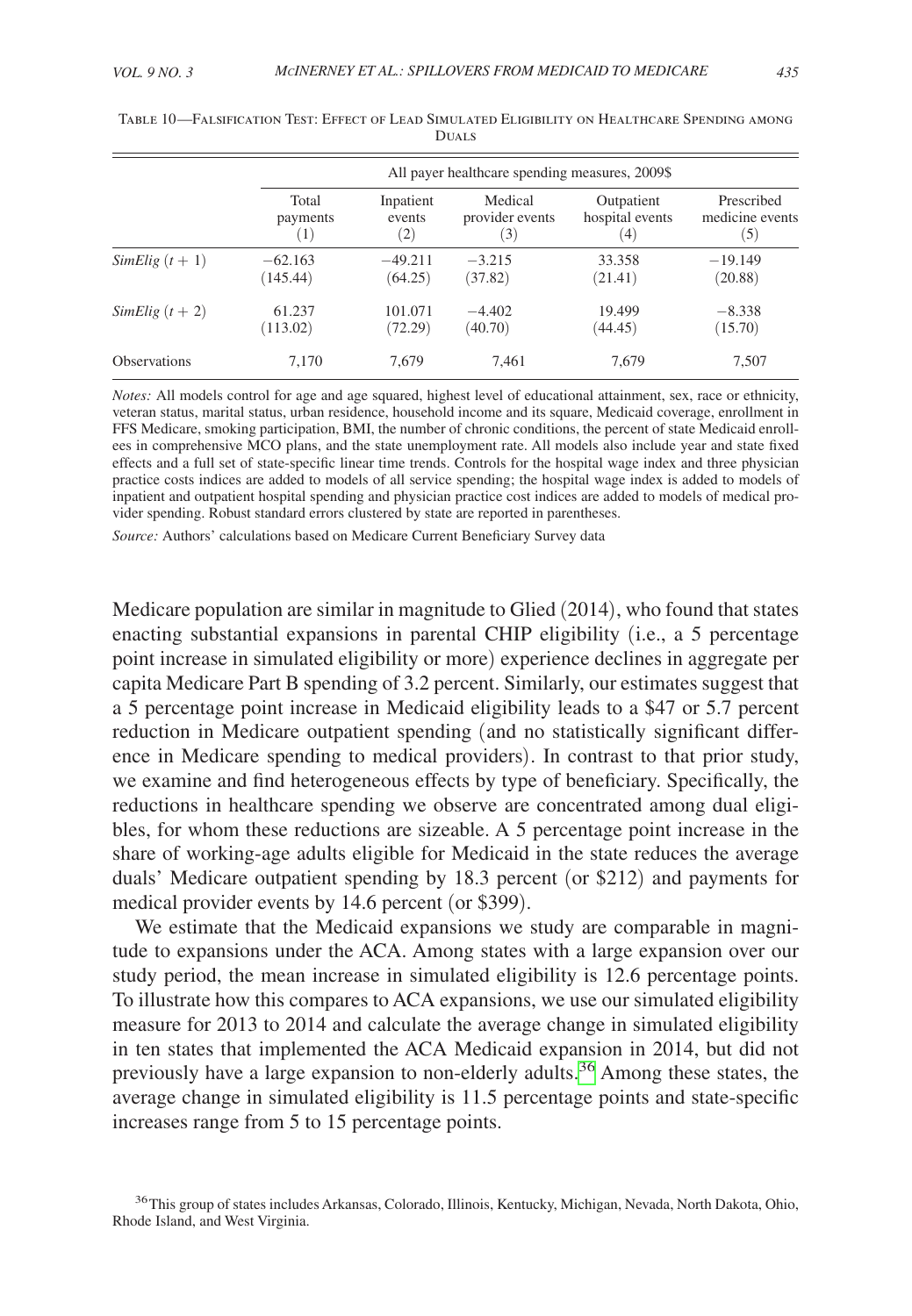Table 10—Falsification Test: Effect of Lead Simulated Eligibility on Healthcare Spending among Duals

| | All payer healthcare spending measures, 2009$ | | | | |
|---|---|---|---|---|---|
| | Total payments (1) | Inpatient events (2) | Medical provider events (3) | Outpatient hospital events (4) | Prescribed medicine events (5) |
| *SimElig* $(t+1)$ | −62.163 | −49.211 | −3.215 | 33.358 | −19.149 |
| | (145.44) | (64.25) | (37.82) | (21.41) | (20.88) |
| *SimElig* $(t+2)$ | 61.237 | 101.071 | −4.402 | 19.499 | −8.338 |
| | (113.02) | (72.29) | (40.70) | (44.45) | (15.70) |
| Observations | 7,170 | 7,679 | 7,461 | 7,679 | 7,507 |

*Notes:* All models control for age and age squared, highest level of educational attainment, sex, race or ethnicity, veteran status, marital status, urban residence, household income and its square, Medicaid coverage, enrollment in FFS Medicare, smoking participation, BMI, the number of chronic conditions, the percent of state Medicaid enrollees in comprehensive MCO plans, and the state unemployment rate. All models also include year and state fixed effects and a full set of state-specific linear time trends. Controls for the hospital wage index and three physician practice costs indices are added to models of all service spending; the hospital wage index is added to models of inpatient and outpatient hospital spending and physician practice cost indices are added to models of medical provider spending. Robust standard errors clustered by state are reported in parentheses.

*Source:* Authors' calculations based on Medicare Current Beneficiary Survey data

Medicare population are similar in magnitude to Glied (2014), who found that states enacting substantial expansions in parental CHIP eligibility (i.e., a 5 percentage point increase in simulated eligibility or more) experience declines in aggregate per capita Medicare Part B spending of 3.2 percent. Similarly, our estimates suggest that a 5 percentage point increase in Medicaid eligibility leads to a $47 or 5.7 percent reduction in Medicare outpatient spending (and no statistically significant difference in Medicare spending to medical providers). In contrast to that prior study, we examine and find heterogeneous effects by type of beneficiary. Specifically, the reductions in healthcare spending we observe are concentrated among dual eligibles, for whom these reductions are sizeable. A 5 percentage point increase in the share of working-age adults eligible for Medicaid in the state reduces the average duals' Medicare outpatient spending by 18.3 percent (or $212) and payments for medical provider events by 14.6 percent (or $399).

We estimate that the Medicaid expansions we study are comparable in magnitude to expansions under the ACA. Among states with a large expansion over our study period, the mean increase in simulated eligibility is 12.6 percentage points. To illustrate how this compares to ACA expansions, we use our simulated eligibility measure for 2013 to 2014 and calculate the average change in simulated eligibility in ten states that implemented the ACA Medicaid expansion in 2014, but did not previously have a large expansion to non-elderly adults.[36] Among these states, the average change in simulated eligibility is 11.5 percentage points and state-specific increases range from 5 to 15 percentage points.

[36] This group of states includes Arkansas, Colorado, Illinois, Kentucky, Michigan, Nevada, North Dakota, Ohio, Rhode Island, and West Virginia.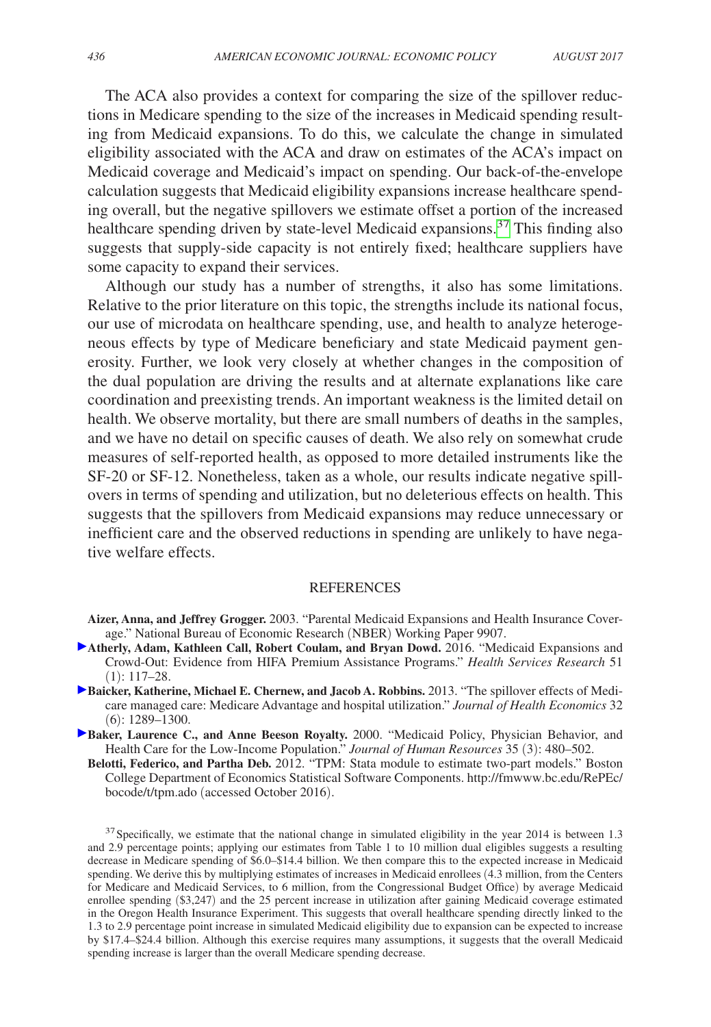The ACA also provides a context for comparing the size of the spillover reductions in Medicare spending to the size of the increases in Medicaid spending resulting from Medicaid expansions. To do this, we calculate the change in simulated eligibility associated with the ACA and draw on estimates of the ACA's impact on Medicaid coverage and Medicaid's impact on spending. Our back-of-the-envelope calculation suggests that Medicaid eligibility expansions increase healthcare spending overall, but the negative spillovers we estimate offset a portion of the increased healthcare spending driven by state-level Medicaid expansions.[37] This finding also suggests that supply-side capacity is not entirely fixed; healthcare suppliers have some capacity to expand their services.

Although our study has a number of strengths, it also has some limitations. Relative to the prior literature on this topic, the strengths include its national focus, our use of microdata on healthcare spending, use, and health to analyze heterogeneous effects by type of Medicare beneficiary and state Medicaid payment generosity. Further, we look very closely at whether changes in the composition of the dual population are driving the results and at alternate explanations like care coordination and preexisting trends. An important weakness is the limited detail on health. We observe mortality, but there are small numbers of deaths in the samples, and we have no detail on specific causes of death. We also rely on somewhat crude measures of self-reported health, as opposed to more detailed instruments like the SF-20 or SF-12. Nonetheless, taken as a whole, our results indicate negative spillovers in terms of spending and utilization, but no deleterious effects on health. This suggests that the spillovers from Medicaid expansions may reduce unnecessary or inefficient care and the observed reductions in spending are unlikely to have negative welfare effects.

## REFERENCES

**Aizer, Anna, and Jeffrey Grogger.** 2003. "Parental Medicaid Expansions and Health Insurance Coverage." National Bureau of Economic Research (NBER) Working Paper 9907.

**Atherly, Adam, Kathleen Call, Robert Coulam, and Bryan Dowd.** 2016. "Medicaid Expansions and Crowd-Out: Evidence from HIFA Premium Assistance Programs." *Health Services Research* 51 (1): 117–28.

**Baicker, Katherine, Michael E. Chernew, and Jacob A. Robbins.** 2013. "The spillover effects of Medicare managed care: Medicare Advantage and hospital utilization." *Journal of Health Economics* 32 (6): 1289–1300.

**Baker, Laurence C., and Anne Beeson Royalty.** 2000. "Medicaid Policy, Physician Behavior, and Health Care for the Low-Income Population." *Journal of Human Resources* 35 (3): 480–502.

**Belotti, Federico, and Partha Deb.** 2012. "TPM: Stata module to estimate two-part models." Boston College Department of Economics Statistical Software Components. http://fmwww.bc.edu/RePEc/bocode/t/tpm.ado (accessed October 2016).

[37] Specifically, we estimate that the national change in simulated eligibility in the year 2014 is between 1.3 and 2.9 percentage points; applying our estimates from Table 1 to 10 million dual eligibles suggests a resulting decrease in Medicare spending of \$6.0–\$14.4 billion. We then compare this to the expected increase in Medicaid spending. We derive this by multiplying estimates of increases in Medicaid enrollees (4.3 million, from the Centers for Medicare and Medicaid Services, to 6 million, from the Congressional Budget Office) by average Medicaid enrollee spending (\$3,247) and the 25 percent increase in utilization after gaining Medicaid coverage estimated in the Oregon Health Insurance Experiment. This suggests that overall healthcare spending directly linked to the 1.3 to 2.9 percentage point increase in simulated Medicaid eligibility due to expansion can be expected to increase by \$17.4–\$24.4 billion. Although this exercise requires many assumptions, it suggests that the overall Medicaid spending increase is larger than the overall Medicare spending decrease.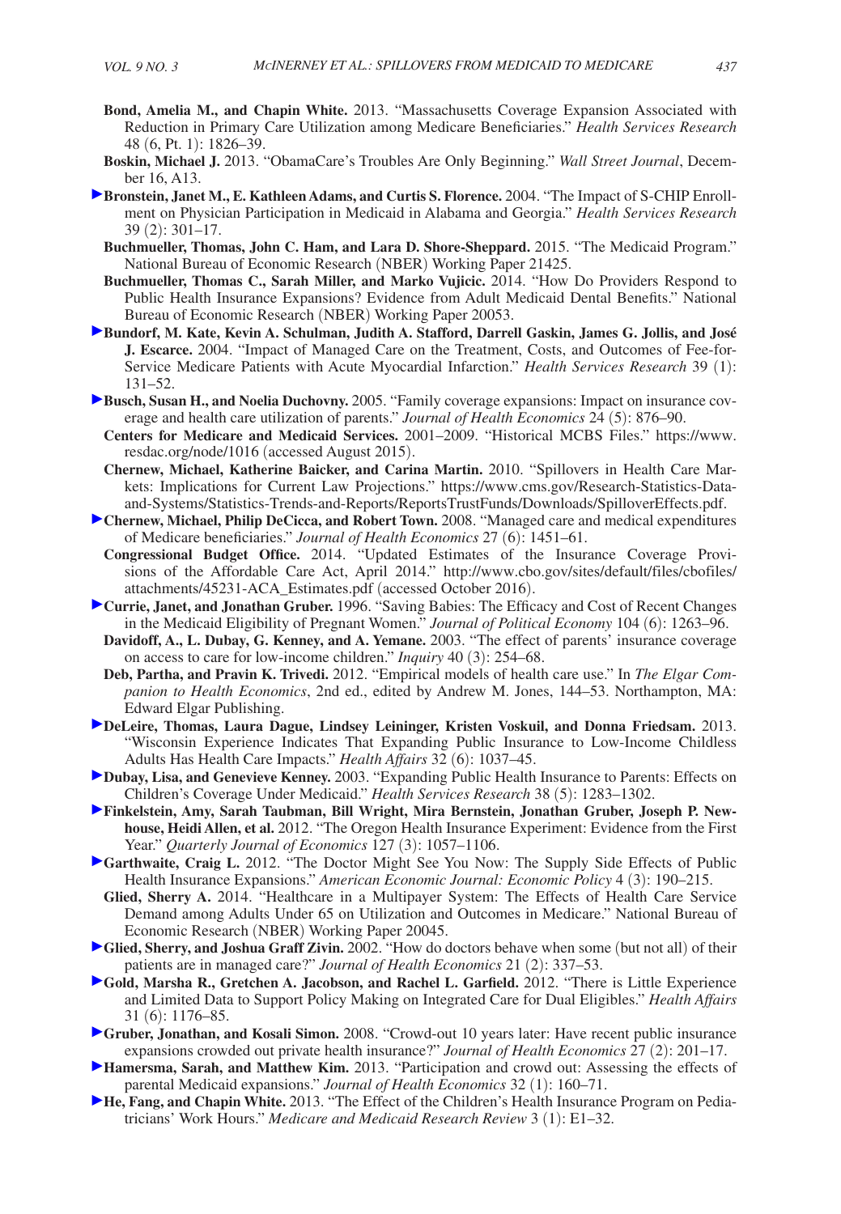**Bond, Amelia M., and Chapin White.** 2013. "Massachusetts Coverage Expansion Associated with Reduction in Primary Care Utilization among Medicare Beneficiaries." *Health Services Research* 48 (6, Pt. 1): 1826–39.

**Boskin, Michael J.** 2013. "ObamaCare's Troubles Are Only Beginning." *Wall Street Journal*, December 16, A13.

**Bronstein, Janet M., E. Kathleen Adams, and Curtis S. Florence.** 2004. "The Impact of S-CHIP Enrollment on Physician Participation in Medicaid in Alabama and Georgia." *Health Services Research* 39 (2): 301–17.

**Buchmueller, Thomas, John C. Ham, and Lara D. Shore-Sheppard.** 2015. "The Medicaid Program." National Bureau of Economic Research (NBER) Working Paper 21425.

**Buchmueller, Thomas C., Sarah Miller, and Marko Vujicic.** 2014. "How Do Providers Respond to Public Health Insurance Expansions? Evidence from Adult Medicaid Dental Benefits." National Bureau of Economic Research (NBER) Working Paper 20053.

**Bundorf, M. Kate, Kevin A. Schulman, Judith A. Stafford, Darrell Gaskin, James G. Jollis, and José J. Escarce.** 2004. "Impact of Managed Care on the Treatment, Costs, and Outcomes of Fee-for-Service Medicare Patients with Acute Myocardial Infarction." *Health Services Research* 39 (1): 131–52.

**Busch, Susan H., and Noelia Duchovny.** 2005. "Family coverage expansions: Impact on insurance coverage and health care utilization of parents." *Journal of Health Economics* 24 (5): 876–90.

**Centers for Medicare and Medicaid Services.** 2001–2009. "Historical MCBS Files." https://www.resdac.org/node/1016 (accessed August 2015).

**Chernew, Michael, Katherine Baicker, and Carina Martin.** 2010. "Spillovers in Health Care Markets: Implications for Current Law Projections." https://www.cms.gov/Research-Statistics-Data-and-Systems/Statistics-Trends-and-Reports/ReportsTrustFunds/Downloads/SpilloverEffects.pdf.

**Chernew, Michael, Philip DeCicca, and Robert Town.** 2008. "Managed care and medical expenditures of Medicare beneficiaries." *Journal of Health Economics* 27 (6): 1451–61.

**Congressional Budget Office.** 2014. "Updated Estimates of the Insurance Coverage Provisions of the Affordable Care Act, April 2014." http://www.cbo.gov/sites/default/files/cbofiles/attachments/45231-ACA_Estimates.pdf (accessed October 2016).

**Currie, Janet, and Jonathan Gruber.** 1996. "Saving Babies: The Efficacy and Cost of Recent Changes in the Medicaid Eligibility of Pregnant Women." *Journal of Political Economy* 104 (6): 1263–96.

**Davidoff, A., L. Dubay, G. Kenney, and A. Yemane.** 2003. "The effect of parents' insurance coverage on access to care for low-income children." *Inquiry* 40 (3): 254–68.

**Deb, Partha, and Pravin K. Trivedi.** 2012. "Empirical models of health care use." In *The Elgar Companion to Health Economics*, 2nd ed., edited by Andrew M. Jones, 144–53. Northampton, MA: Edward Elgar Publishing.

**DeLeire, Thomas, Laura Dague, Lindsey Leininger, Kristen Voskuil, and Donna Friedsam.** 2013. "Wisconsin Experience Indicates That Expanding Public Insurance to Low-Income Childless Adults Has Health Care Impacts." *Health Affairs* 32 (6): 1037–45.

**Dubay, Lisa, and Genevieve Kenney.** 2003. "Expanding Public Health Insurance to Parents: Effects on Children's Coverage Under Medicaid." *Health Services Research* 38 (5): 1283–1302.

**Finkelstein, Amy, Sarah Taubman, Bill Wright, Mira Bernstein, Jonathan Gruber, Joseph P. Newhouse, Heidi Allen, et al.** 2012. "The Oregon Health Insurance Experiment: Evidence from the First Year." *Quarterly Journal of Economics* 127 (3): 1057–1106.

**Garthwaite, Craig L.** 2012. "The Doctor Might See You Now: The Supply Side Effects of Public Health Insurance Expansions." *American Economic Journal: Economic Policy* 4 (3): 190–215.

**Glied, Sherry A.** 2014. "Healthcare in a Multipayer System: The Effects of Health Care Service Demand among Adults Under 65 on Utilization and Outcomes in Medicare." National Bureau of Economic Research (NBER) Working Paper 20045.

**Glied, Sherry, and Joshua Graff Zivin.** 2002. "How do doctors behave when some (but not all) of their patients are in managed care?" *Journal of Health Economics* 21 (2): 337–53.

**Gold, Marsha R., Gretchen A. Jacobson, and Rachel L. Garfield.** 2012. "There is Little Experience and Limited Data to Support Policy Making on Integrated Care for Dual Eligibles." *Health Affairs* 31 (6): 1176–85.

**Gruber, Jonathan, and Kosali Simon.** 2008. "Crowd-out 10 years later: Have recent public insurance expansions crowded out private health insurance?" *Journal of Health Economics* 27 (2): 201–17.

**Hamersma, Sarah, and Matthew Kim.** 2013. "Participation and crowd out: Assessing the effects of parental Medicaid expansions." *Journal of Health Economics* 32 (1): 160–71.

**He, Fang, and Chapin White.** 2013. "The Effect of the Children's Health Insurance Program on Pediatricians' Work Hours." *Medicare and Medicaid Research Review* 3 (1): E1–32.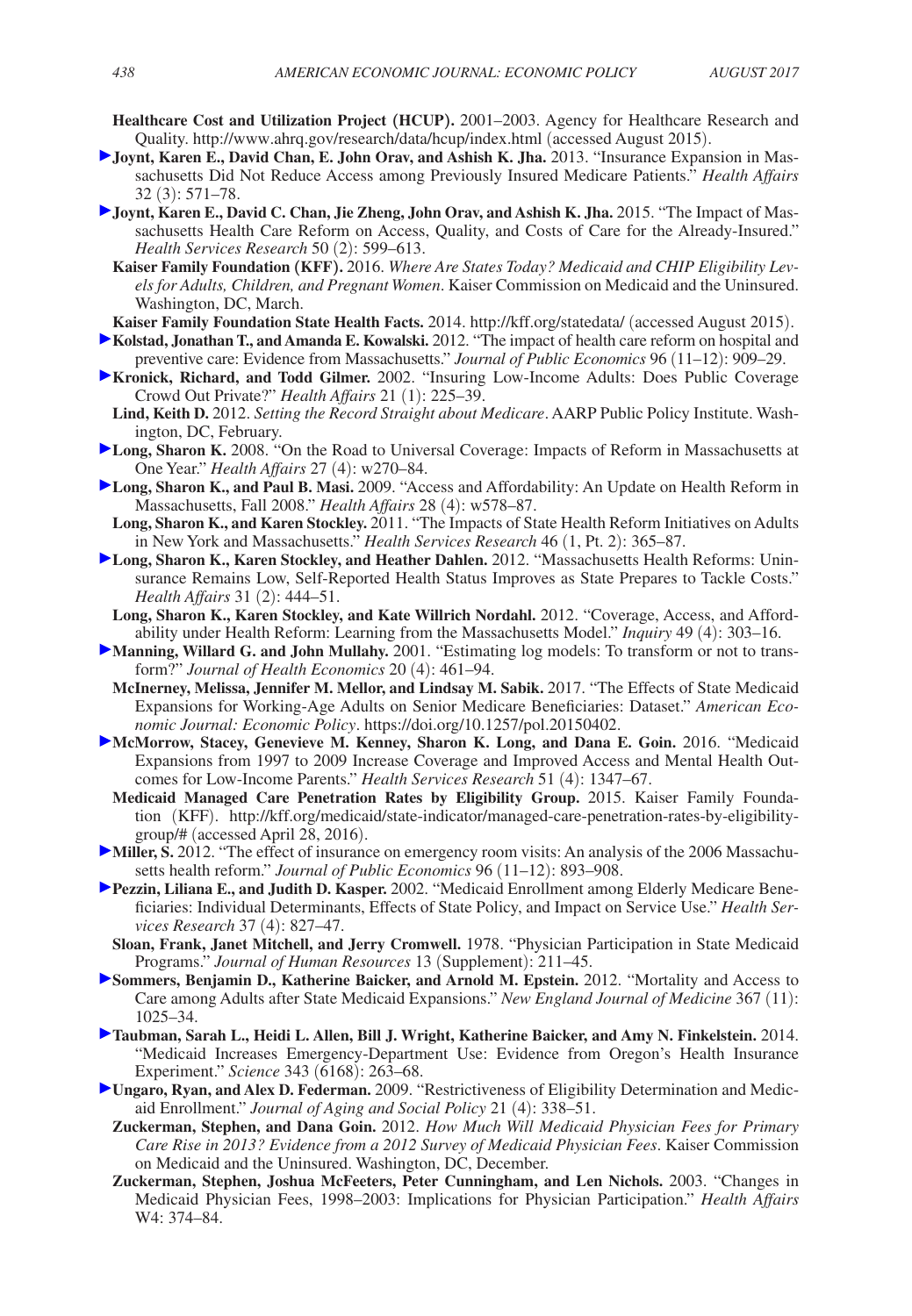**Healthcare Cost and Utilization Project (HCUP).** 2001–2003. Agency for Healthcare Research and Quality. http://www.ahrq.gov/research/data/hcup/index.html (accessed August 2015).

**Joynt, Karen E., David Chan, E. John Orav, and Ashish K. Jha.** 2013. "Insurance Expansion in Massachusetts Did Not Reduce Access among Previously Insured Medicare Patients." *Health Affairs* 32 (3): 571–78.

**Joynt, Karen E., David C. Chan, Jie Zheng, John Orav, and Ashish K. Jha.** 2015. "The Impact of Massachusetts Health Care Reform on Access, Quality, and Costs of Care for the Already-Insured." *Health Services Research* 50 (2): 599–613.

**Kaiser Family Foundation (KFF).** 2016. *Where Are States Today? Medicaid and CHIP Eligibility Levels for Adults, Children, and Pregnant Women*. Kaiser Commission on Medicaid and the Uninsured. Washington, DC, March.

**Kaiser Family Foundation State Health Facts.** 2014. http://kff.org/statedata/ (accessed August 2015).

**Kolstad, Jonathan T., and Amanda E. Kowalski.** 2012. "The impact of health care reform on hospital and preventive care: Evidence from Massachusetts." *Journal of Public Economics* 96 (11–12): 909–29.

**Kronick, Richard, and Todd Gilmer.** 2002. "Insuring Low-Income Adults: Does Public Coverage Crowd Out Private?" *Health Affairs* 21 (1): 225–39.

**Lind, Keith D.** 2012. *Setting the Record Straight about Medicare*. AARP Public Policy Institute. Washington, DC, February.

**Long, Sharon K.** 2008. "On the Road to Universal Coverage: Impacts of Reform in Massachusetts at One Year." *Health Affairs* 27 (4): w270–84.

**Long, Sharon K., and Paul B. Masi.** 2009. "Access and Affordability: An Update on Health Reform in Massachusetts, Fall 2008." *Health Affairs* 28 (4): w578–87.

**Long, Sharon K., and Karen Stockley.** 2011. "The Impacts of State Health Reform Initiatives on Adults in New York and Massachusetts." *Health Services Research* 46 (1, Pt. 2): 365–87.

**Long, Sharon K., Karen Stockley, and Heather Dahlen.** 2012. "Massachusetts Health Reforms: Uninsurance Remains Low, Self-Reported Health Status Improves as State Prepares to Tackle Costs." *Health Affairs* 31 (2): 444–51.

**Long, Sharon K., Karen Stockley, and Kate Willrich Nordahl.** 2012. "Coverage, Access, and Affordability under Health Reform: Learning from the Massachusetts Model." *Inquiry* 49 (4): 303–16.

**Manning, Willard G. and John Mullahy.** 2001. "Estimating log models: To transform or not to transform?" *Journal of Health Economics* 20 (4): 461–94.

**McInerney, Melissa, Jennifer M. Mellor, and Lindsay M. Sabik.** 2017. "The Effects of State Medicaid Expansions for Working-Age Adults on Senior Medicare Beneficiaries: Dataset." *American Economic Journal: Economic Policy*. https://doi.org/10.1257/pol.20150402.

**McMorrow, Stacey, Genevieve M. Kenney, Sharon K. Long, and Dana E. Goin.** 2016. "Medicaid Expansions from 1997 to 2009 Increase Coverage and Improved Access and Mental Health Outcomes for Low-Income Parents." *Health Services Research* 51 (4): 1347–67.

**Medicaid Managed Care Penetration Rates by Eligibility Group.** 2015. Kaiser Family Foundation (KFF). http://kff.org/medicaid/state-indicator/managed-care-penetration-rates-by-eligibility-group/# (accessed April 28, 2016).

**Miller, S.** 2012. "The effect of insurance on emergency room visits: An analysis of the 2006 Massachusetts health reform." *Journal of Public Economics* 96 (11–12): 893–908.

**Pezzin, Liliana E., and Judith D. Kasper.** 2002. "Medicaid Enrollment among Elderly Medicare Beneficiaries: Individual Determinants, Effects of State Policy, and Impact on Service Use." *Health Services Research* 37 (4): 827–47.

**Sloan, Frank, Janet Mitchell, and Jerry Cromwell.** 1978. "Physician Participation in State Medicaid Programs." *Journal of Human Resources* 13 (Supplement): 211–45.

**Sommers, Benjamin D., Katherine Baicker, and Arnold M. Epstein.** 2012. "Mortality and Access to Care among Adults after State Medicaid Expansions." *New England Journal of Medicine* 367 (11): 1025–34.

**Taubman, Sarah L., Heidi L. Allen, Bill J. Wright, Katherine Baicker, and Amy N. Finkelstein.** 2014. "Medicaid Increases Emergency-Department Use: Evidence from Oregon's Health Insurance Experiment." *Science* 343 (6168): 263–68.

**Ungaro, Ryan, and Alex D. Federman.** 2009. "Restrictiveness of Eligibility Determination and Medicaid Enrollment." *Journal of Aging and Social Policy* 21 (4): 338–51.

**Zuckerman, Stephen, and Dana Goin.** 2012. *How Much Will Medicaid Physician Fees for Primary Care Rise in 2013? Evidence from a 2012 Survey of Medicaid Physician Fees*. Kaiser Commission on Medicaid and the Uninsured. Washington, DC, December.

**Zuckerman, Stephen, Joshua McFeeters, Peter Cunningham, and Len Nichols.** 2003. "Changes in Medicaid Physician Fees, 1998–2003: Implications for Physician Participation." *Health Affairs* W4: 374–84.